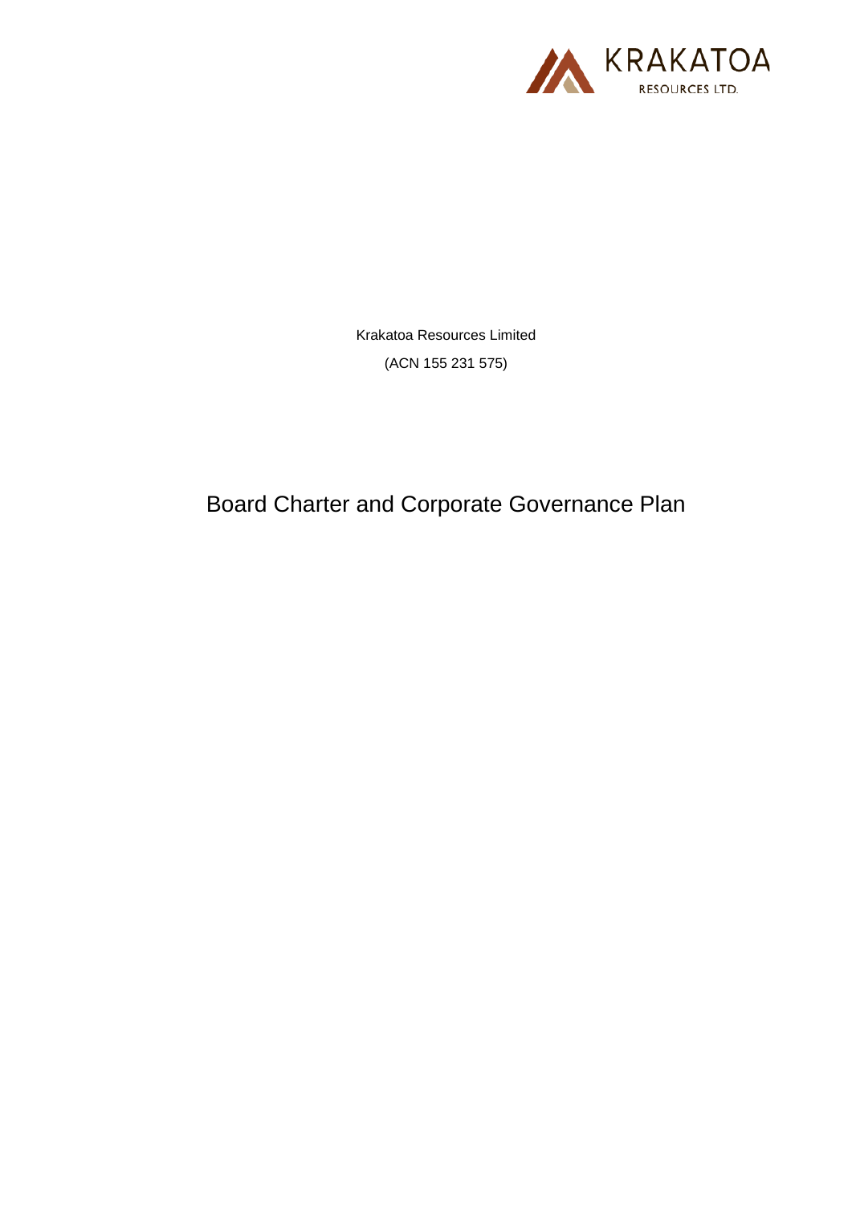KRAKATOA RESOURCES LTD.

Krakatoa Resources Limited

(ACN 155 231 575)

# Board Charter and Corporate Governance Plan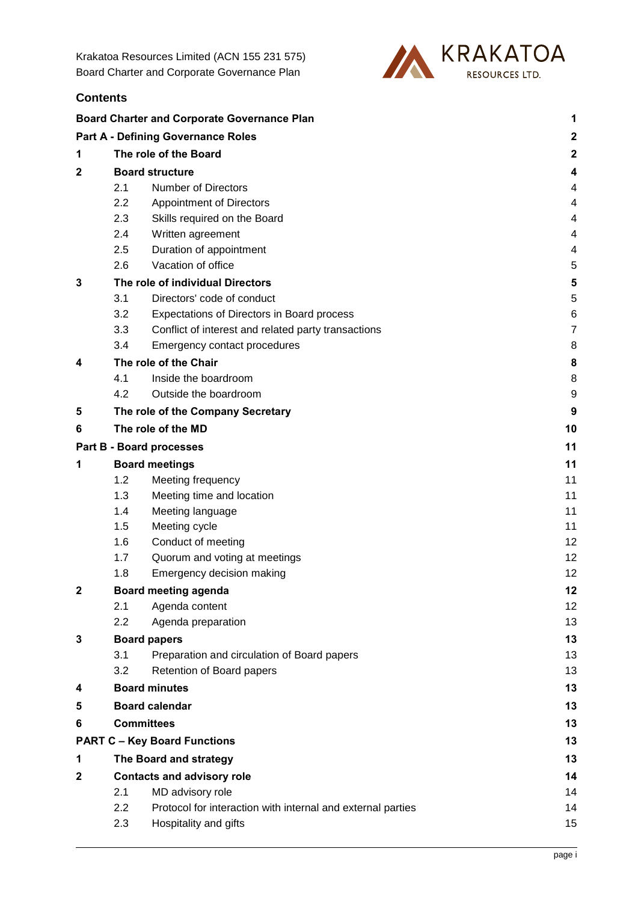## Contents

| | | | |
|---|---|---|---|
| **Board Charter and Corporate Governance Plan** | | | **1** |
| **Part A - Defining Governance Roles** | | | **2** |
| **1** | **The role of the Board** | | **2** |
| **2** | **Board structure** | | **4** |
| | 2.1 | Number of Directors | 4 |
| | 2.2 | Appointment of Directors | 4 |
| | 2.3 | Skills required on the Board | 4 |
| | 2.4 | Written agreement | 4 |
| | 2.5 | Duration of appointment | 4 |
| | 2.6 | Vacation of office | 5 |
| **3** | **The role of individual Directors** | | **5** |
| | 3.1 | Directors' code of conduct | 5 |
| | 3.2 | Expectations of Directors in Board process | 6 |
| | 3.3 | Conflict of interest and related party transactions | 7 |
| | 3.4 | Emergency contact procedures | 8 |
| **4** | **The role of the Chair** | | **8** |
| | 4.1 | Inside the boardroom | 8 |
| | 4.2 | Outside the boardroom | 9 |
| **5** | **The role of the Company Secretary** | | **9** |
| **6** | **The role of the MD** | | **10** |
| **Part B - Board processes** | | | **11** |
| **1** | **Board meetings** | | **11** |
| | 1.2 | Meeting frequency | 11 |
| | 1.3 | Meeting time and location | 11 |
| | 1.4 | Meeting language | 11 |
| | 1.5 | Meeting cycle | 11 |
| | 1.6 | Conduct of meeting | 12 |
| | 1.7 | Quorum and voting at meetings | 12 |
| | 1.8 | Emergency decision making | 12 |
| **2** | **Board meeting agenda** | | **12** |
| | 2.1 | Agenda content | 12 |
| | 2.2 | Agenda preparation | 13 |
| **3** | **Board papers** | | **13** |
| | 3.1 | Preparation and circulation of Board papers | 13 |
| | 3.2 | Retention of Board papers | 13 |
| **4** | **Board minutes** | | **13** |
| **5** | **Board calendar** | | **13** |
| **6** | **Committees** | | **13** |
| **PART C – Key Board Functions** | | | **13** |
| **1** | **The Board and strategy** | | **13** |
| **2** | **Contacts and advisory role** | | **14** |
| | 2.1 | MD advisory role | 14 |
| | 2.2 | Protocol for interaction with internal and external parties | 14 |
| | 2.3 | Hospitality and gifts | 15 |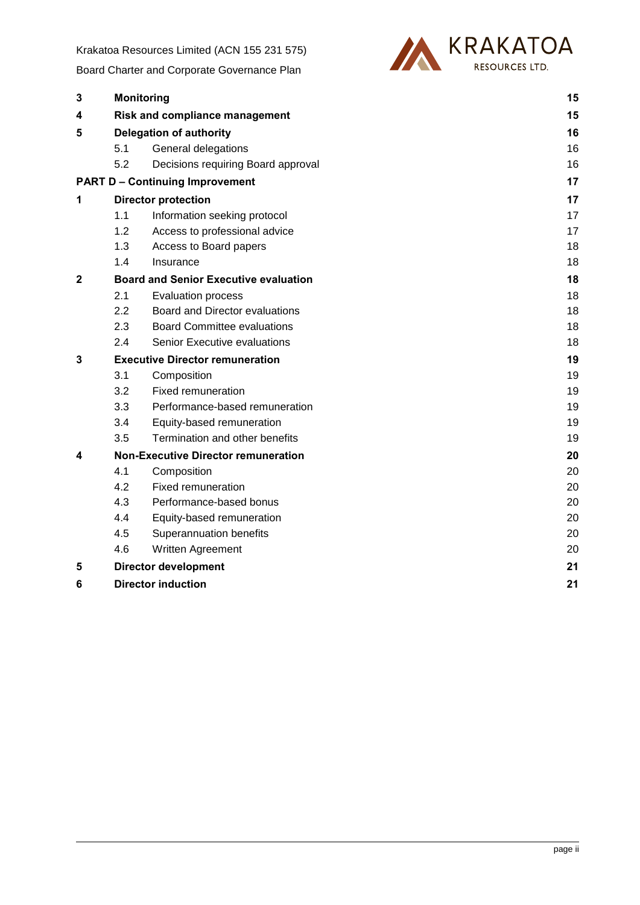| | | |
|---|---|---|
| **3** | **Monitoring** | **15** |
| **4** | **Risk and compliance management** | **15** |
| **5** | **Delegation of authority** | **16** |
| 5.1 | General delegations | 16 |
| 5.2 | Decisions requiring Board approval | 16 |
| **PART D – Continuing Improvement** | | **17** |
| **1** | **Director protection** | **17** |
| 1.1 | Information seeking protocol | 17 |
| 1.2 | Access to professional advice | 17 |
| 1.3 | Access to Board papers | 18 |
| 1.4 | Insurance | 18 |
| **2** | **Board and Senior Executive evaluation** | **18** |
| 2.1 | Evaluation process | 18 |
| 2.2 | Board and Director evaluations | 18 |
| 2.3 | Board Committee evaluations | 18 |
| 2.4 | Senior Executive evaluations | 18 |
| **3** | **Executive Director remuneration** | **19** |
| 3.1 | Composition | 19 |
| 3.2 | Fixed remuneration | 19 |
| 3.3 | Performance-based remuneration | 19 |
| 3.4 | Equity-based remuneration | 19 |
| 3.5 | Termination and other benefits | 19 |
| **4** | **Non-Executive Director remuneration** | **20** |
| 4.1 | Composition | 20 |
| 4.2 | Fixed remuneration | 20 |
| 4.3 | Performance-based bonus | 20 |
| 4.4 | Equity-based remuneration | 20 |
| 4.5 | Superannuation benefits | 20 |
| 4.6 | Written Agreement | 20 |
| **5** | **Director development** | **21** |
| **6** | **Director induction** | **21** |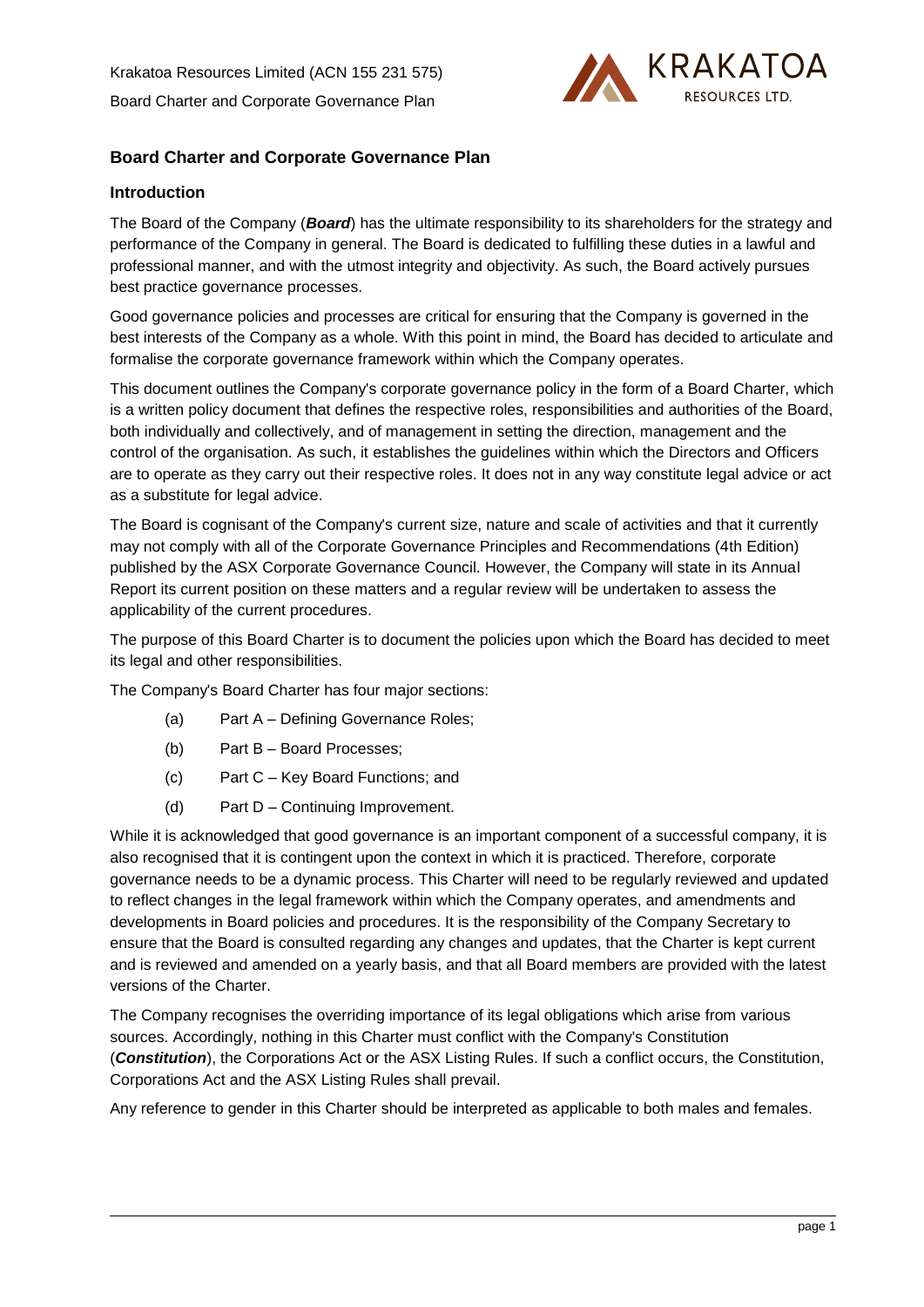## Board Charter and Corporate Governance Plan

### Introduction

The Board of the Company (***Board***) has the ultimate responsibility to its shareholders for the strategy and performance of the Company in general. The Board is dedicated to fulfilling these duties in a lawful and professional manner, and with the utmost integrity and objectivity. As such, the Board actively pursues best practice governance processes.

Good governance policies and processes are critical for ensuring that the Company is governed in the best interests of the Company as a whole. With this point in mind, the Board has decided to articulate and formalise the corporate governance framework within which the Company operates.

This document outlines the Company's corporate governance policy in the form of a Board Charter, which is a written policy document that defines the respective roles, responsibilities and authorities of the Board, both individually and collectively, and of management in setting the direction, management and the control of the organisation. As such, it establishes the guidelines within which the Directors and Officers are to operate as they carry out their respective roles. It does not in any way constitute legal advice or act as a substitute for legal advice.

The Board is cognisant of the Company's current size, nature and scale of activities and that it currently may not comply with all of the Corporate Governance Principles and Recommendations (4th Edition) published by the ASX Corporate Governance Council. However, the Company will state in its Annual Report its current position on these matters and a regular review will be undertaken to assess the applicability of the current procedures.

The purpose of this Board Charter is to document the policies upon which the Board has decided to meet its legal and other responsibilities.

The Company's Board Charter has four major sections:

(a) Part A – Defining Governance Roles;

(b) Part B – Board Processes;

(c) Part C – Key Board Functions; and

(d) Part D – Continuing Improvement.

While it is acknowledged that good governance is an important component of a successful company, it is also recognised that it is contingent upon the context in which it is practiced. Therefore, corporate governance needs to be a dynamic process. This Charter will need to be regularly reviewed and updated to reflect changes in the legal framework within which the Company operates, and amendments and developments in Board policies and procedures. It is the responsibility of the Company Secretary to ensure that the Board is consulted regarding any changes and updates, that the Charter is kept current and is reviewed and amended on a yearly basis, and that all Board members are provided with the latest versions of the Charter.

The Company recognises the overriding importance of its legal obligations which arise from various sources. Accordingly, nothing in this Charter must conflict with the Company's Constitution (***Constitution***), the Corporations Act or the ASX Listing Rules. If such a conflict occurs, the Constitution, Corporations Act and the ASX Listing Rules shall prevail.

Any reference to gender in this Charter should be interpreted as applicable to both males and females.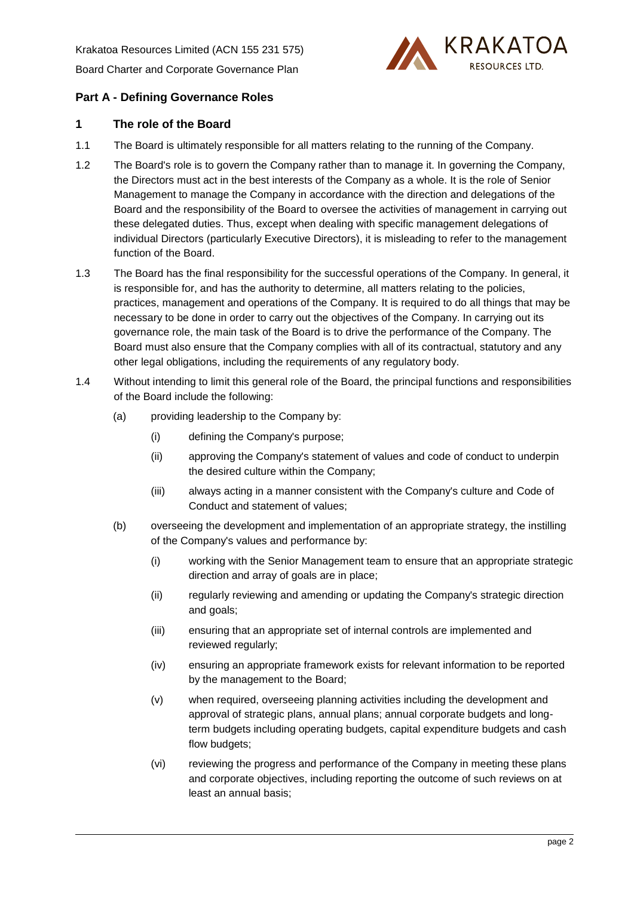## Part A - Defining Governance Roles

### 1 The role of the Board

1.1 The Board is ultimately responsible for all matters relating to the running of the Company.

1.2 The Board's role is to govern the Company rather than to manage it. In governing the Company, the Directors must act in the best interests of the Company as a whole. It is the role of Senior Management to manage the Company in accordance with the direction and delegations of the Board and the responsibility of the Board to oversee the activities of management in carrying out these delegated duties. Thus, except when dealing with specific management delegations of individual Directors (particularly Executive Directors), it is misleading to refer to the management function of the Board.

1.3 The Board has the final responsibility for the successful operations of the Company. In general, it is responsible for, and has the authority to determine, all matters relating to the policies, practices, management and operations of the Company. It is required to do all things that may be necessary to be done in order to carry out the objectives of the Company. In carrying out its governance role, the main task of the Board is to drive the performance of the Company. The Board must also ensure that the Company complies with all of its contractual, statutory and any other legal obligations, including the requirements of any regulatory body.

1.4 Without intending to limit this general role of the Board, the principal functions and responsibilities of the Board include the following:

- (a) providing leadership to the Company by:
  - (i) defining the Company's purpose;
  - (ii) approving the Company's statement of values and code of conduct to underpin the desired culture within the Company;
  - (iii) always acting in a manner consistent with the Company's culture and Code of Conduct and statement of values;
- (b) overseeing the development and implementation of an appropriate strategy, the instilling of the Company's values and performance by:
  - (i) working with the Senior Management team to ensure that an appropriate strategic direction and array of goals are in place;
  - (ii) regularly reviewing and amending or updating the Company's strategic direction and goals;
  - (iii) ensuring that an appropriate set of internal controls are implemented and reviewed regularly;
  - (iv) ensuring an appropriate framework exists for relevant information to be reported by the management to the Board;
  - (v) when required, overseeing planning activities including the development and approval of strategic plans, annual plans; annual corporate budgets and long-term budgets including operating budgets, capital expenditure budgets and cash flow budgets;
  - (vi) reviewing the progress and performance of the Company in meeting these plans and corporate objectives, including reporting the outcome of such reviews on at least an annual basis;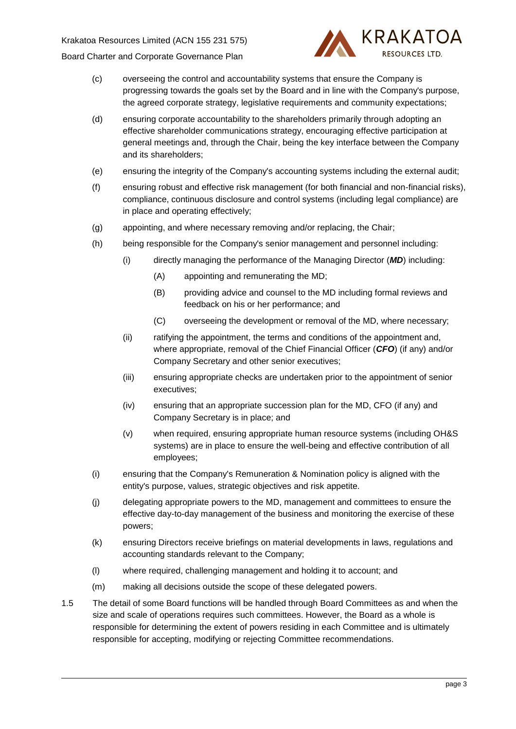(c) overseeing the control and accountability systems that ensure the Company is progressing towards the goals set by the Board and in line with the Company's purpose, the agreed corporate strategy, legislative requirements and community expectations;

(d) ensuring corporate accountability to the shareholders primarily through adopting an effective shareholder communications strategy, encouraging effective participation at general meetings and, through the Chair, being the key interface between the Company and its shareholders;

(e) ensuring the integrity of the Company's accounting systems including the external audit;

(f) ensuring robust and effective risk management (for both financial and non-financial risks), compliance, continuous disclosure and control systems (including legal compliance) are in place and operating effectively;

(g) appointing, and where necessary removing and/or replacing, the Chair;

(h) being responsible for the Company's senior management and personnel including:

   (i) directly managing the performance of the Managing Director (***MD***) including:

      (A) appointing and remunerating the MD;

      (B) providing advice and counsel to the MD including formal reviews and feedback on his or her performance; and

      (C) overseeing the development or removal of the MD, where necessary;

   (ii) ratifying the appointment, the terms and conditions of the appointment and, where appropriate, removal of the Chief Financial Officer (***CFO***) (if any) and/or Company Secretary and other senior executives;

   (iii) ensuring appropriate checks are undertaken prior to the appointment of senior executives;

   (iv) ensuring that an appropriate succession plan for the MD, CFO (if any) and Company Secretary is in place; and

   (v) when required, ensuring appropriate human resource systems (including OH&S systems) are in place to ensure the well-being and effective contribution of all employees;

(i) ensuring that the Company's Remuneration & Nomination policy is aligned with the entity's purpose, values, strategic objectives and risk appetite.

(j) delegating appropriate powers to the MD, management and committees to ensure the effective day-to-day management of the business and monitoring the exercise of these powers;

(k) ensuring Directors receive briefings on material developments in laws, regulations and accounting standards relevant to the Company;

(l) where required, challenging management and holding it to account; and

(m) making all decisions outside the scope of these delegated powers.

1.5 The detail of some Board functions will be handled through Board Committees as and when the size and scale of operations requires such committees. However, the Board as a whole is responsible for determining the extent of powers residing in each Committee and is ultimately responsible for accepting, modifying or rejecting Committee recommendations.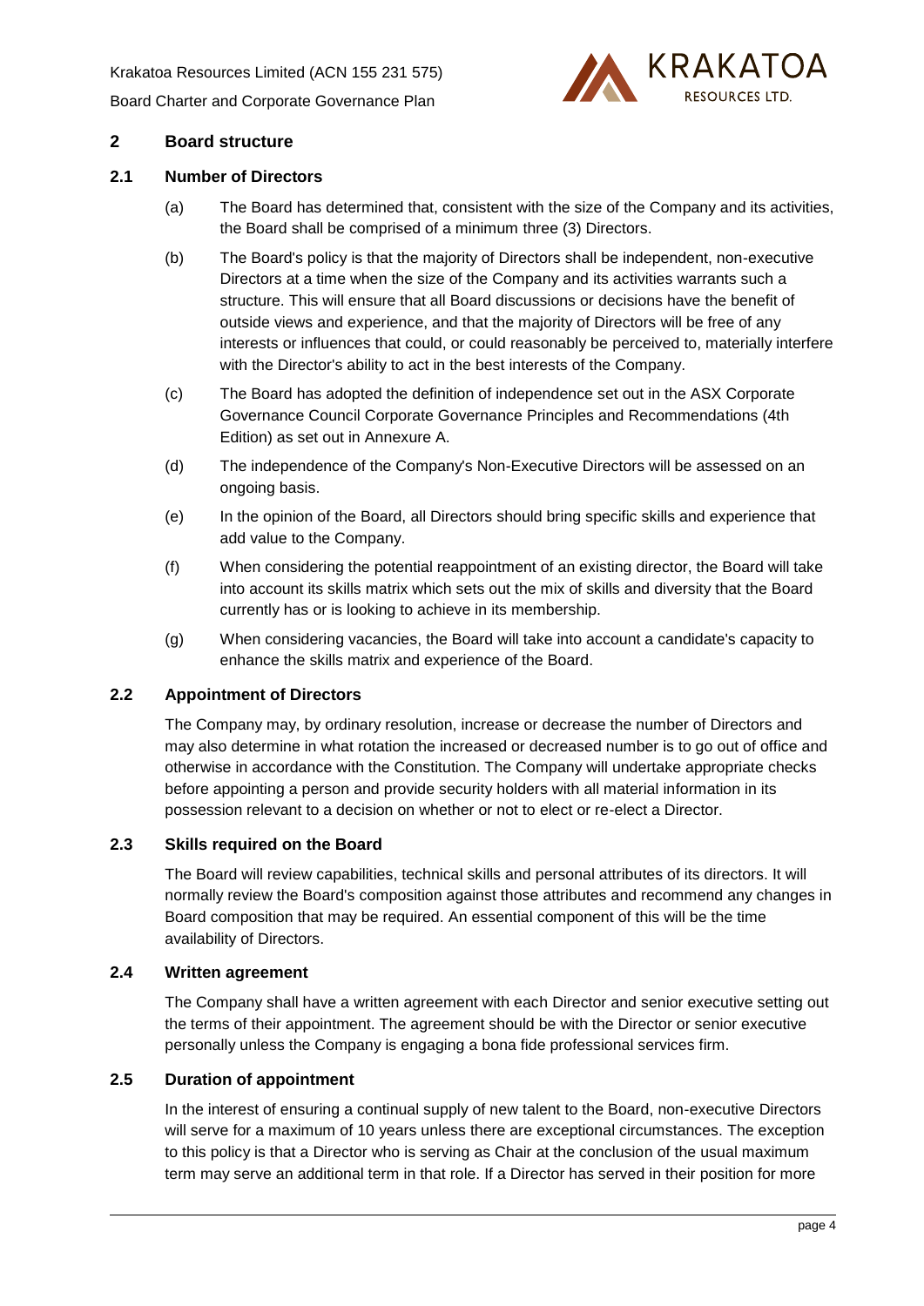## 2 Board structure

### 2.1 Number of Directors

(a) The Board has determined that, consistent with the size of the Company and its activities, the Board shall be comprised of a minimum three (3) Directors.

(b) The Board's policy is that the majority of Directors shall be independent, non-executive Directors at a time when the size of the Company and its activities warrants such a structure. This will ensure that all Board discussions or decisions have the benefit of outside views and experience, and that the majority of Directors will be free of any interests or influences that could, or could reasonably be perceived to, materially interfere with the Director's ability to act in the best interests of the Company.

(c) The Board has adopted the definition of independence set out in the ASX Corporate Governance Council Corporate Governance Principles and Recommendations (4th Edition) as set out in Annexure A.

(d) The independence of the Company's Non-Executive Directors will be assessed on an ongoing basis.

(e) In the opinion of the Board, all Directors should bring specific skills and experience that add value to the Company.

(f) When considering the potential reappointment of an existing director, the Board will take into account its skills matrix which sets out the mix of skills and diversity that the Board currently has or is looking to achieve in its membership.

(g) When considering vacancies, the Board will take into account a candidate's capacity to enhance the skills matrix and experience of the Board.

### 2.2 Appointment of Directors

The Company may, by ordinary resolution, increase or decrease the number of Directors and may also determine in what rotation the increased or decreased number is to go out of office and otherwise in accordance with the Constitution. The Company will undertake appropriate checks before appointing a person and provide security holders with all material information in its possession relevant to a decision on whether or not to elect or re-elect a Director.

### 2.3 Skills required on the Board

The Board will review capabilities, technical skills and personal attributes of its directors. It will normally review the Board's composition against those attributes and recommend any changes in Board composition that may be required. An essential component of this will be the time availability of Directors.

### 2.4 Written agreement

The Company shall have a written agreement with each Director and senior executive setting out the terms of their appointment. The agreement should be with the Director or senior executive personally unless the Company is engaging a bona fide professional services firm.

### 2.5 Duration of appointment

In the interest of ensuring a continual supply of new talent to the Board, non-executive Directors will serve for a maximum of 10 years unless there are exceptional circumstances. The exception to this policy is that a Director who is serving as Chair at the conclusion of the usual maximum term may serve an additional term in that role. If a Director has served in their position for more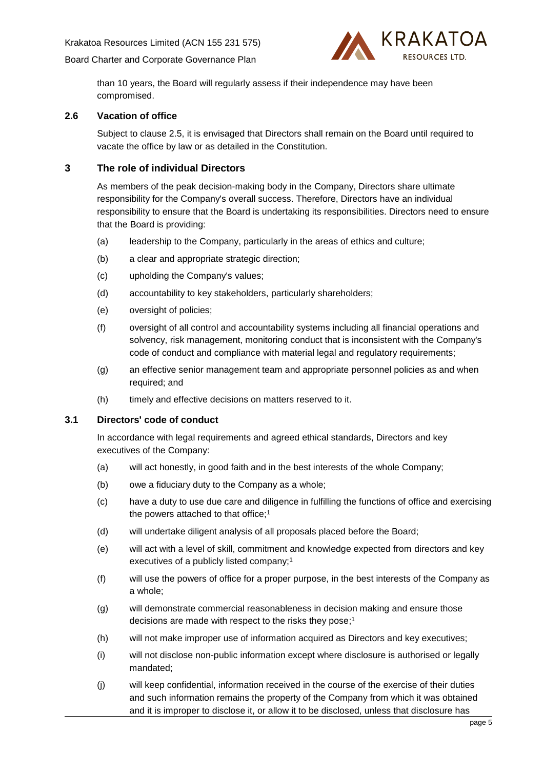than 10 years, the Board will regularly assess if their independence may have been compromised.

## 2.6 Vacation of office

Subject to clause 2.5, it is envisaged that Directors shall remain on the Board until required to vacate the office by law or as detailed in the Constitution.

# 3 The role of individual Directors

As members of the peak decision-making body in the Company, Directors share ultimate responsibility for the Company's overall success. Therefore, Directors have an individual responsibility to ensure that the Board is undertaking its responsibilities. Directors need to ensure that the Board is providing:

(a) leadership to the Company, particularly in the areas of ethics and culture;

(b) a clear and appropriate strategic direction;

(c) upholding the Company's values;

(d) accountability to key stakeholders, particularly shareholders;

(e) oversight of policies;

(f) oversight of all control and accountability systems including all financial operations and solvency, risk management, monitoring conduct that is inconsistent with the Company's code of conduct and compliance with material legal and regulatory requirements;

(g) an effective senior management team and appropriate personnel policies as and when required; and

(h) timely and effective decisions on matters reserved to it.

## 3.1 Directors' code of conduct

In accordance with legal requirements and agreed ethical standards, Directors and key executives of the Company:

(a) will act honestly, in good faith and in the best interests of the whole Company;

(b) owe a fiduciary duty to the Company as a whole;

(c) have a duty to use due care and diligence in fulfilling the functions of office and exercising the powers attached to that office;[1]

(d) will undertake diligent analysis of all proposals placed before the Board;

(e) will act with a level of skill, commitment and knowledge expected from directors and key executives of a publicly listed company;[1]

(f) will use the powers of office for a proper purpose, in the best interests of the Company as a whole;

(g) will demonstrate commercial reasonableness in decision making and ensure those decisions are made with respect to the risks they pose;[1]

(h) will not make improper use of information acquired as Directors and key executives;

(i) will not disclose non-public information except where disclosure is authorised or legally mandated;

(j) will keep confidential, information received in the course of the exercise of their duties and such information remains the property of the Company from which it was obtained and it is improper to disclose it, or allow it to be disclosed, unless that disclosure has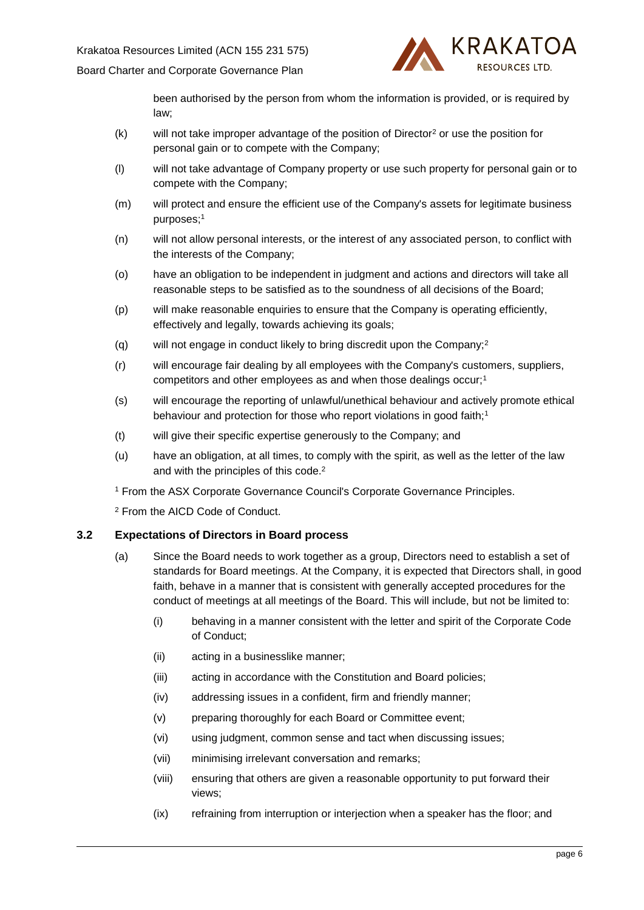been authorised by the person from whom the information is provided, or is required by law;

(k) will not take improper advantage of the position of Director[2] or use the position for personal gain or to compete with the Company;

(l) will not take advantage of Company property or use such property for personal gain or to compete with the Company;

(m) will protect and ensure the efficient use of the Company's assets for legitimate business purposes;[1]

(n) will not allow personal interests, or the interest of any associated person, to conflict with the interests of the Company;

(o) have an obligation to be independent in judgment and actions and directors will take all reasonable steps to be satisfied as to the soundness of all decisions of the Board;

(p) will make reasonable enquiries to ensure that the Company is operating efficiently, effectively and legally, towards achieving its goals;

(q) will not engage in conduct likely to bring discredit upon the Company;[2]

(r) will encourage fair dealing by all employees with the Company's customers, suppliers, competitors and other employees as and when those dealings occur;[1]

(s) will encourage the reporting of unlawful/unethical behaviour and actively promote ethical behaviour and protection for those who report violations in good faith;[1]

(t) will give their specific expertise generously to the Company; and

(u) have an obligation, at all times, to comply with the spirit, as well as the letter of the law and with the principles of this code.[2]

[1] From the ASX Corporate Governance Council's Corporate Governance Principles.

[2] From the AICD Code of Conduct.

### 3.2 Expectations of Directors in Board process

(a) Since the Board needs to work together as a group, Directors need to establish a set of standards for Board meetings. At the Company, it is expected that Directors shall, in good faith, behave in a manner that is consistent with generally accepted procedures for the conduct of meetings at all meetings of the Board. This will include, but not be limited to:

   (i) behaving in a manner consistent with the letter and spirit of the Corporate Code of Conduct;

   (ii) acting in a businesslike manner;

   (iii) acting in accordance with the Constitution and Board policies;

   (iv) addressing issues in a confident, firm and friendly manner;

   (v) preparing thoroughly for each Board or Committee event;

   (vi) using judgment, common sense and tact when discussing issues;

   (vii) minimising irrelevant conversation and remarks;

   (viii) ensuring that others are given a reasonable opportunity to put forward their views;

   (ix) refraining from interruption or interjection when a speaker has the floor; and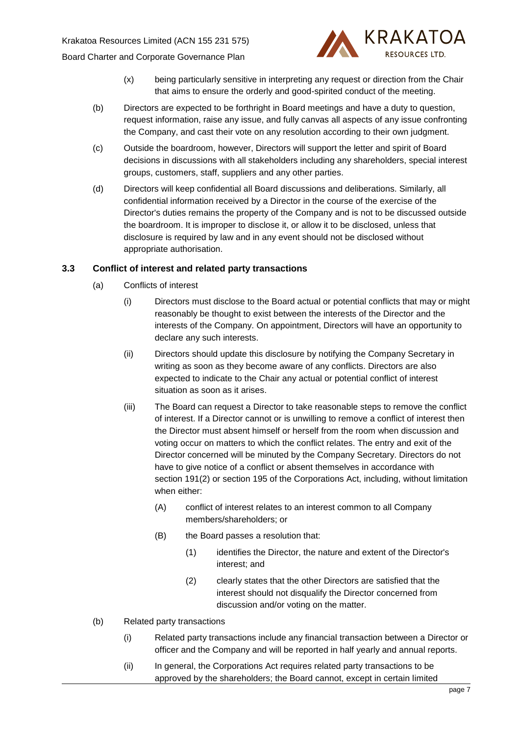(x) being particularly sensitive in interpreting any request or direction from the Chair that aims to ensure the orderly and good-spirited conduct of the meeting.

(b) Directors are expected to be forthright in Board meetings and have a duty to question, request information, raise any issue, and fully canvas all aspects of any issue confronting the Company, and cast their vote on any resolution according to their own judgment.

(c) Outside the boardroom, however, Directors will support the letter and spirit of Board decisions in discussions with all stakeholders including any shareholders, special interest groups, customers, staff, suppliers and any other parties.

(d) Directors will keep confidential all Board discussions and deliberations. Similarly, all confidential information received by a Director in the course of the exercise of the Director's duties remains the property of the Company and is not to be discussed outside the boardroom. It is improper to disclose it, or allow it to be disclosed, unless that disclosure is required by law and in any event should not be disclosed without appropriate authorisation.

### 3.3 Conflict of interest and related party transactions

(a) Conflicts of interest

(i) Directors must disclose to the Board actual or potential conflicts that may or might reasonably be thought to exist between the interests of the Director and the interests of the Company. On appointment, Directors will have an opportunity to declare any such interests.

(ii) Directors should update this disclosure by notifying the Company Secretary in writing as soon as they become aware of any conflicts. Directors are also expected to indicate to the Chair any actual or potential conflict of interest situation as soon as it arises.

(iii) The Board can request a Director to take reasonable steps to remove the conflict of interest. If a Director cannot or is unwilling to remove a conflict of interest then the Director must absent himself or herself from the room when discussion and voting occur on matters to which the conflict relates. The entry and exit of the Director concerned will be minuted by the Company Secretary. Directors do not have to give notice of a conflict or absent themselves in accordance with section 191(2) or section 195 of the Corporations Act, including, without limitation when either:

(A) conflict of interest relates to an interest common to all Company members/shareholders; or

(B) the Board passes a resolution that:

(1) identifies the Director, the nature and extent of the Director's interest; and

(2) clearly states that the other Directors are satisfied that the interest should not disqualify the Director concerned from discussion and/or voting on the matter.

(b) Related party transactions

(i) Related party transactions include any financial transaction between a Director or officer and the Company and will be reported in half yearly and annual reports.

(ii) In general, the Corporations Act requires related party transactions to be approved by the shareholders; the Board cannot, except in certain limited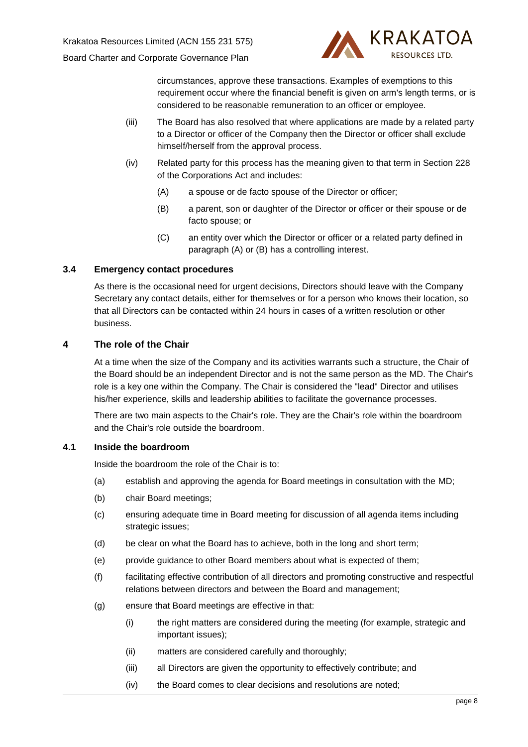circumstances, approve these transactions. Examples of exemptions to this requirement occur where the financial benefit is given on arm's length terms, or is considered to be reasonable remuneration to an officer or employee.

(iii) The Board has also resolved that where applications are made by a related party to a Director or officer of the Company then the Director or officer shall exclude himself/herself from the approval process.

(iv) Related party for this process has the meaning given to that term in Section 228 of the Corporations Act and includes:

(A) a spouse or de facto spouse of the Director or officer;

(B) a parent, son or daughter of the Director or officer or their spouse or de facto spouse; or

(C) an entity over which the Director or officer or a related party defined in paragraph (A) or (B) has a controlling interest.

### 3.4 Emergency contact procedures

As there is the occasional need for urgent decisions, Directors should leave with the Company Secretary any contact details, either for themselves or for a person who knows their location, so that all Directors can be contacted within 24 hours in cases of a written resolution or other business.

## 4 The role of the Chair

At a time when the size of the Company and its activities warrants such a structure, the Chair of the Board should be an independent Director and is not the same person as the MD. The Chair's role is a key one within the Company. The Chair is considered the "lead" Director and utilises his/her experience, skills and leadership abilities to facilitate the governance processes.

There are two main aspects to the Chair's role. They are the Chair's role within the boardroom and the Chair's role outside the boardroom.

### 4.1 Inside the boardroom

Inside the boardroom the role of the Chair is to:

(a) establish and approving the agenda for Board meetings in consultation with the MD;

(b) chair Board meetings;

(c) ensuring adequate time in Board meeting for discussion of all agenda items including strategic issues;

(d) be clear on what the Board has to achieve, both in the long and short term;

(e) provide guidance to other Board members about what is expected of them;

(f) facilitating effective contribution of all directors and promoting constructive and respectful relations between directors and between the Board and management;

(g) ensure that Board meetings are effective in that:

(i) the right matters are considered during the meeting (for example, strategic and important issues);

(ii) matters are considered carefully and thoroughly;

(iii) all Directors are given the opportunity to effectively contribute; and

(iv) the Board comes to clear decisions and resolutions are noted;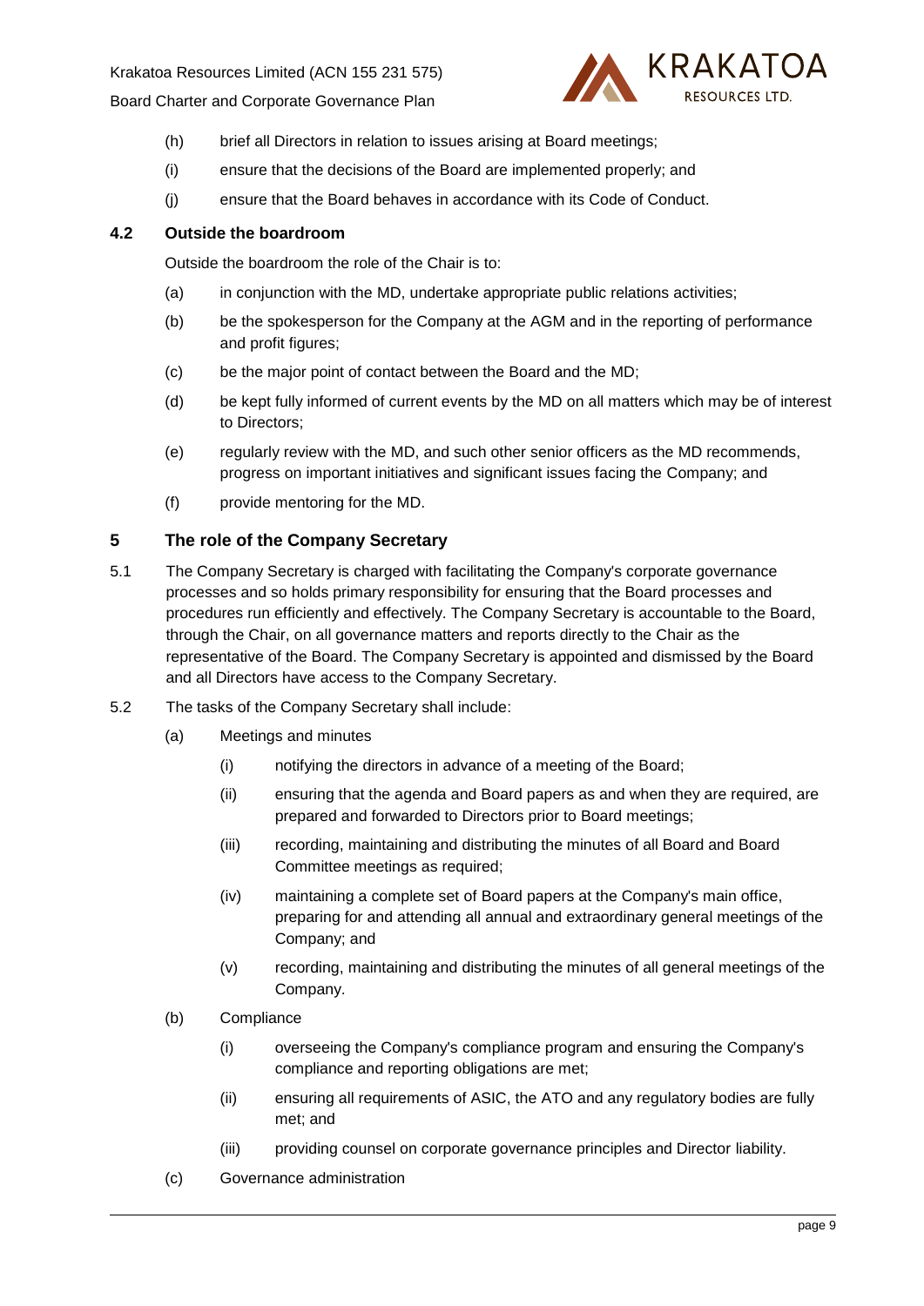(h) brief all Directors in relation to issues arising at Board meetings;

(i) ensure that the decisions of the Board are implemented properly; and

(j) ensure that the Board behaves in accordance with its Code of Conduct.

### 4.2 Outside the boardroom

Outside the boardroom the role of the Chair is to:

(a) in conjunction with the MD, undertake appropriate public relations activities;

(b) be the spokesperson for the Company at the AGM and in the reporting of performance and profit figures;

(c) be the major point of contact between the Board and the MD;

(d) be kept fully informed of current events by the MD on all matters which may be of interest to Directors;

(e) regularly review with the MD, and such other senior officers as the MD recommends, progress on important initiatives and significant issues facing the Company; and

(f) provide mentoring for the MD.

## 5 The role of the Company Secretary

5.1 The Company Secretary is charged with facilitating the Company's corporate governance processes and so holds primary responsibility for ensuring that the Board processes and procedures run efficiently and effectively. The Company Secretary is accountable to the Board, through the Chair, on all governance matters and reports directly to the Chair as the representative of the Board. The Company Secretary is appointed and dismissed by the Board and all Directors have access to the Company Secretary.

5.2 The tasks of the Company Secretary shall include:

(a) Meetings and minutes

(i) notifying the directors in advance of a meeting of the Board;

(ii) ensuring that the agenda and Board papers as and when they are required, are prepared and forwarded to Directors prior to Board meetings;

(iii) recording, maintaining and distributing the minutes of all Board and Board Committee meetings as required;

(iv) maintaining a complete set of Board papers at the Company's main office, preparing for and attending all annual and extraordinary general meetings of the Company; and

(v) recording, maintaining and distributing the minutes of all general meetings of the Company.

(b) Compliance

(i) overseeing the Company's compliance program and ensuring the Company's compliance and reporting obligations are met;

(ii) ensuring all requirements of ASIC, the ATO and any regulatory bodies are fully met; and

(iii) providing counsel on corporate governance principles and Director liability.

(c) Governance administration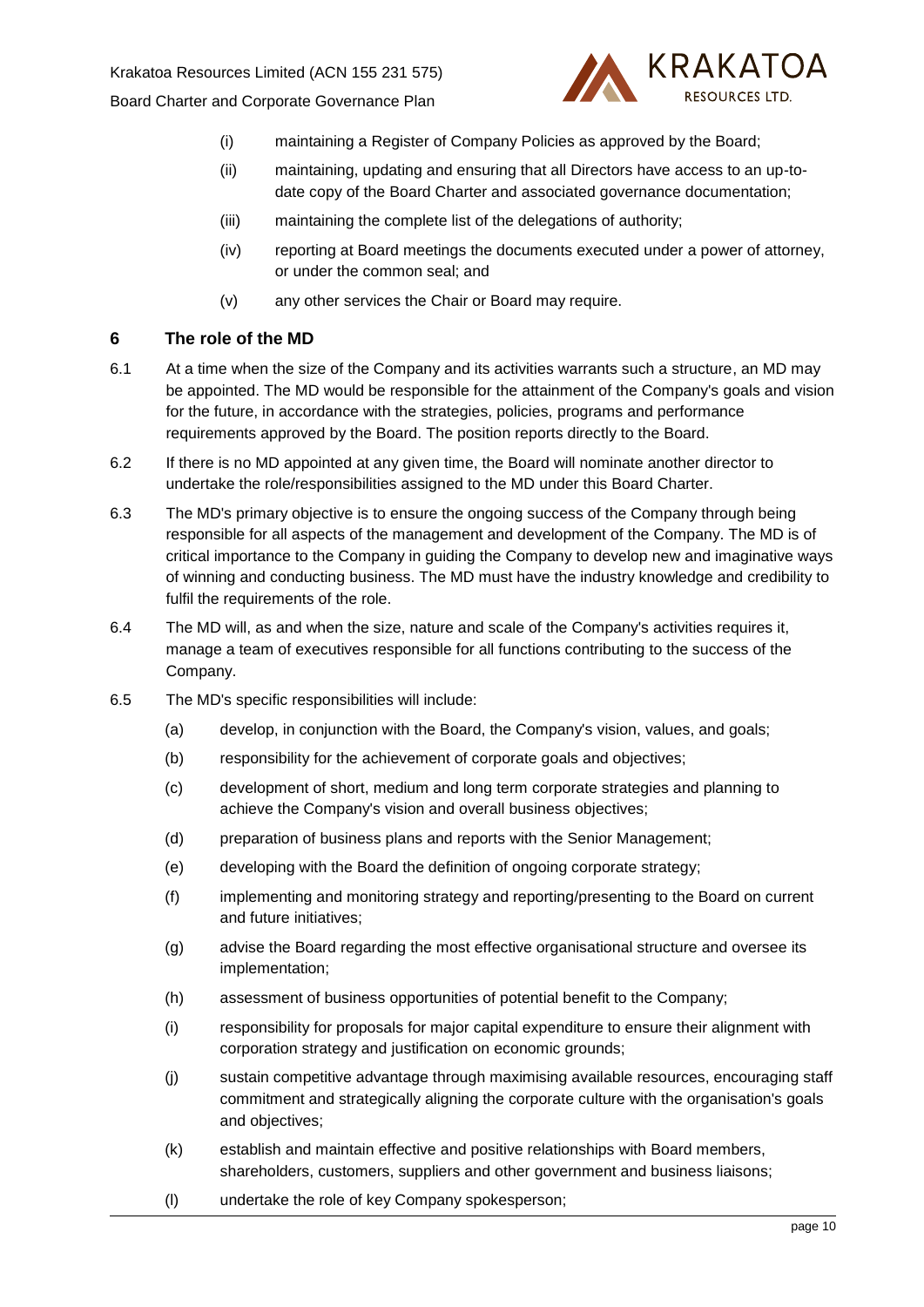(i) maintaining a Register of Company Policies as approved by the Board;

(ii) maintaining, updating and ensuring that all Directors have access to an up-to-date copy of the Board Charter and associated governance documentation;

(iii) maintaining the complete list of the delegations of authority;

(iv) reporting at Board meetings the documents executed under a power of attorney, or under the common seal; and

(v) any other services the Chair or Board may require.

## 6 The role of the MD

6.1 At a time when the size of the Company and its activities warrants such a structure, an MD may be appointed. The MD would be responsible for the attainment of the Company's goals and vision for the future, in accordance with the strategies, policies, programs and performance requirements approved by the Board. The position reports directly to the Board.

6.2 If there is no MD appointed at any given time, the Board will nominate another director to undertake the role/responsibilities assigned to the MD under this Board Charter.

6.3 The MD's primary objective is to ensure the ongoing success of the Company through being responsible for all aspects of the management and development of the Company. The MD is of critical importance to the Company in guiding the Company to develop new and imaginative ways of winning and conducting business. The MD must have the industry knowledge and credibility to fulfil the requirements of the role.

6.4 The MD will, as and when the size, nature and scale of the Company's activities requires it, manage a team of executives responsible for all functions contributing to the success of the Company.

6.5 The MD's specific responsibilities will include:

(a) develop, in conjunction with the Board, the Company's vision, values, and goals;

(b) responsibility for the achievement of corporate goals and objectives;

(c) development of short, medium and long term corporate strategies and planning to achieve the Company's vision and overall business objectives;

(d) preparation of business plans and reports with the Senior Management;

(e) developing with the Board the definition of ongoing corporate strategy;

(f) implementing and monitoring strategy and reporting/presenting to the Board on current and future initiatives;

(g) advise the Board regarding the most effective organisational structure and oversee its implementation;

(h) assessment of business opportunities of potential benefit to the Company;

(i) responsibility for proposals for major capital expenditure to ensure their alignment with corporation strategy and justification on economic grounds;

(j) sustain competitive advantage through maximising available resources, encouraging staff commitment and strategically aligning the corporate culture with the organisation's goals and objectives;

(k) establish and maintain effective and positive relationships with Board members, shareholders, customers, suppliers and other government and business liaisons;

(l) undertake the role of key Company spokesperson;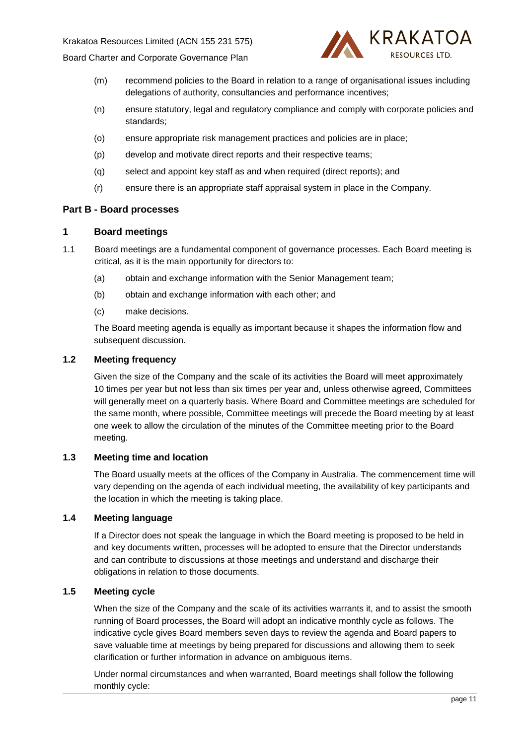(m) recommend policies to the Board in relation to a range of organisational issues including delegations of authority, consultancies and performance incentives;

(n) ensure statutory, legal and regulatory compliance and comply with corporate policies and standards;

(o) ensure appropriate risk management practices and policies are in place;

(p) develop and motivate direct reports and their respective teams;

(q) select and appoint key staff as and when required (direct reports); and

(r) ensure there is an appropriate staff appraisal system in place in the Company.

## Part B - Board processes

### 1 Board meetings

1.1 Board meetings are a fundamental component of governance processes. Each Board meeting is critical, as it is the main opportunity for directors to:

(a) obtain and exchange information with the Senior Management team;

(b) obtain and exchange information with each other; and

(c) make decisions.

The Board meeting agenda is equally as important because it shapes the information flow and subsequent discussion.

### 1.2 Meeting frequency

Given the size of the Company and the scale of its activities the Board will meet approximately 10 times per year but not less than six times per year and, unless otherwise agreed, Committees will generally meet on a quarterly basis. Where Board and Committee meetings are scheduled for the same month, where possible, Committee meetings will precede the Board meeting by at least one week to allow the circulation of the minutes of the Committee meeting prior to the Board meeting.

### 1.3 Meeting time and location

The Board usually meets at the offices of the Company in Australia. The commencement time will vary depending on the agenda of each individual meeting, the availability of key participants and the location in which the meeting is taking place.

### 1.4 Meeting language

If a Director does not speak the language in which the Board meeting is proposed to be held in and key documents written, processes will be adopted to ensure that the Director understands and can contribute to discussions at those meetings and understand and discharge their obligations in relation to those documents.

### 1.5 Meeting cycle

When the size of the Company and the scale of its activities warrants it, and to assist the smooth running of Board processes, the Board will adopt an indicative monthly cycle as follows. The indicative cycle gives Board members seven days to review the agenda and Board papers to save valuable time at meetings by being prepared for discussions and allowing them to seek clarification or further information in advance on ambiguous items.

Under normal circumstances and when warranted, Board meetings shall follow the following monthly cycle: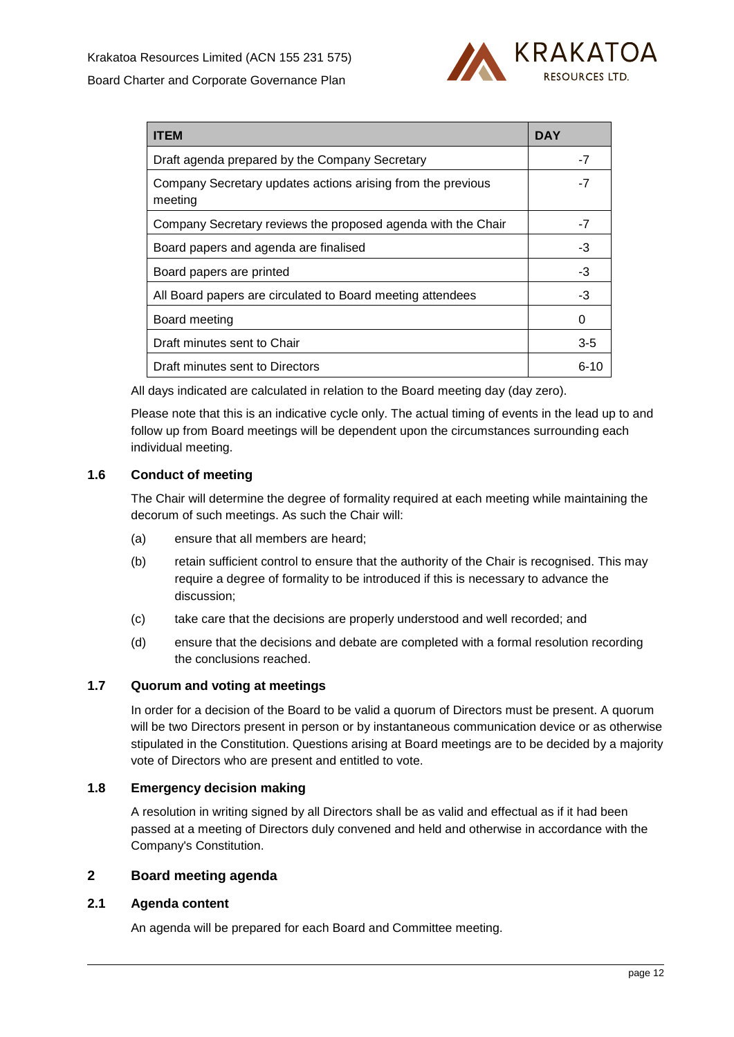| ITEM | DAY |
|---|---|
| Draft agenda prepared by the Company Secretary | -7 |
| Company Secretary updates actions arising from the previous meeting | -7 |
| Company Secretary reviews the proposed agenda with the Chair | -7 |
| Board papers and agenda are finalised | -3 |
| Board papers are printed | -3 |
| All Board papers are circulated to Board meeting attendees | -3 |
| Board meeting | 0 |
| Draft minutes sent to Chair | 3-5 |
| Draft minutes sent to Directors | 6-10 |

All days indicated are calculated in relation to the Board meeting day (day zero).

Please note that this is an indicative cycle only. The actual timing of events in the lead up to and follow up from Board meetings will be dependent upon the circumstances surrounding each individual meeting.

### 1.6 Conduct of meeting

The Chair will determine the degree of formality required at each meeting while maintaining the decorum of such meetings. As such the Chair will:

(a) ensure that all members are heard;

(b) retain sufficient control to ensure that the authority of the Chair is recognised. This may require a degree of formality to be introduced if this is necessary to advance the discussion;

(c) take care that the decisions are properly understood and well recorded; and

(d) ensure that the decisions and debate are completed with a formal resolution recording the conclusions reached.

### 1.7 Quorum and voting at meetings

In order for a decision of the Board to be valid a quorum of Directors must be present. A quorum will be two Directors present in person or by instantaneous communication device or as otherwise stipulated in the Constitution. Questions arising at Board meetings are to be decided by a majority vote of Directors who are present and entitled to vote.

### 1.8 Emergency decision making

A resolution in writing signed by all Directors shall be as valid and effectual as if it had been passed at a meeting of Directors duly convened and held and otherwise in accordance with the Company's Constitution.

## 2 Board meeting agenda

### 2.1 Agenda content

An agenda will be prepared for each Board and Committee meeting.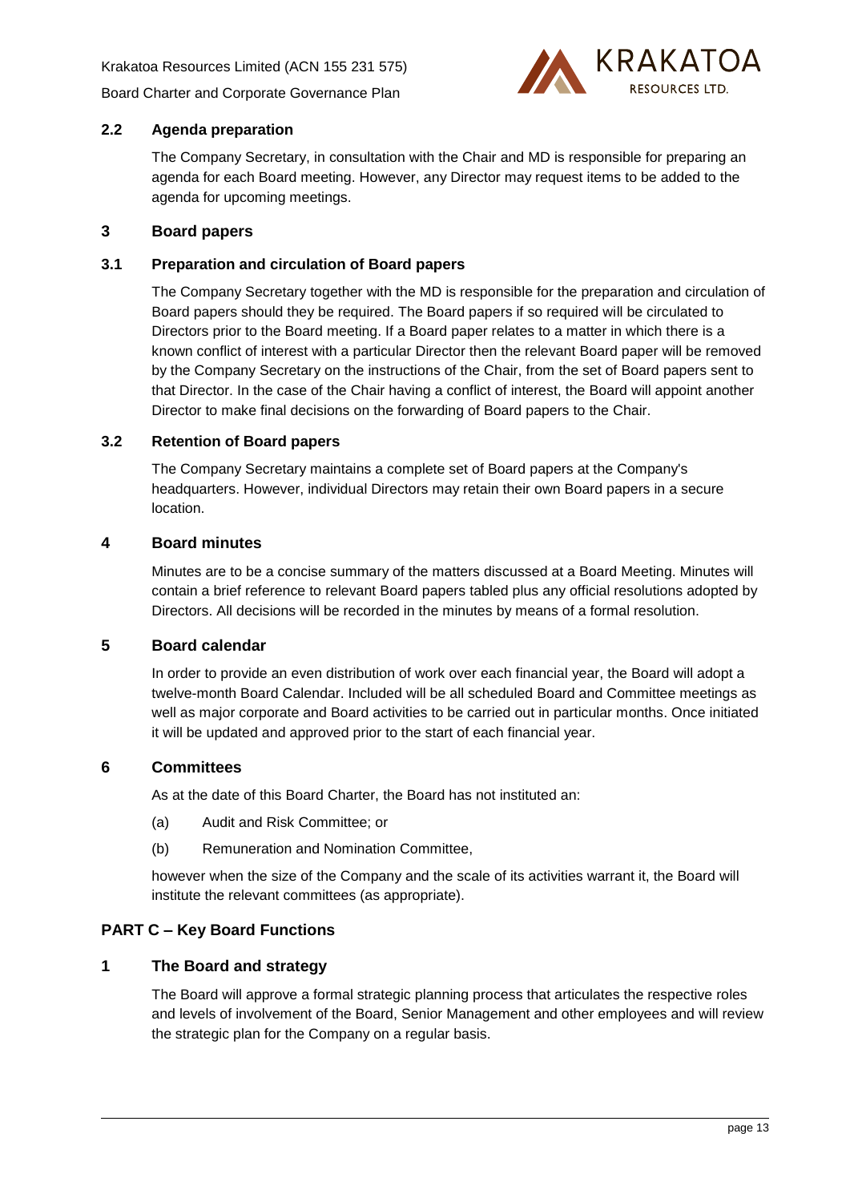### 2.2 Agenda preparation

The Company Secretary, in consultation with the Chair and MD is responsible for preparing an agenda for each Board meeting. However, any Director may request items to be added to the agenda for upcoming meetings.

## 3 Board papers

### 3.1 Preparation and circulation of Board papers

The Company Secretary together with the MD is responsible for the preparation and circulation of Board papers should they be required. The Board papers if so required will be circulated to Directors prior to the Board meeting. If a Board paper relates to a matter in which there is a known conflict of interest with a particular Director then the relevant Board paper will be removed by the Company Secretary on the instructions of the Chair, from the set of Board papers sent to that Director. In the case of the Chair having a conflict of interest, the Board will appoint another Director to make final decisions on the forwarding of Board papers to the Chair.

### 3.2 Retention of Board papers

The Company Secretary maintains a complete set of Board papers at the Company's headquarters. However, individual Directors may retain their own Board papers in a secure location.

## 4 Board minutes

Minutes are to be a concise summary of the matters discussed at a Board Meeting. Minutes will contain a brief reference to relevant Board papers tabled plus any official resolutions adopted by Directors. All decisions will be recorded in the minutes by means of a formal resolution.

## 5 Board calendar

In order to provide an even distribution of work over each financial year, the Board will adopt a twelve-month Board Calendar. Included will be all scheduled Board and Committee meetings as well as major corporate and Board activities to be carried out in particular months. Once initiated it will be updated and approved prior to the start of each financial year.

## 6 Committees

As at the date of this Board Charter, the Board has not instituted an:

(a) Audit and Risk Committee; or

(b) Remuneration and Nomination Committee,

however when the size of the Company and the scale of its activities warrant it, the Board will institute the relevant committees (as appropriate).

# PART C – Key Board Functions

## 1 The Board and strategy

The Board will approve a formal strategic planning process that articulates the respective roles and levels of involvement of the Board, Senior Management and other employees and will review the strategic plan for the Company on a regular basis.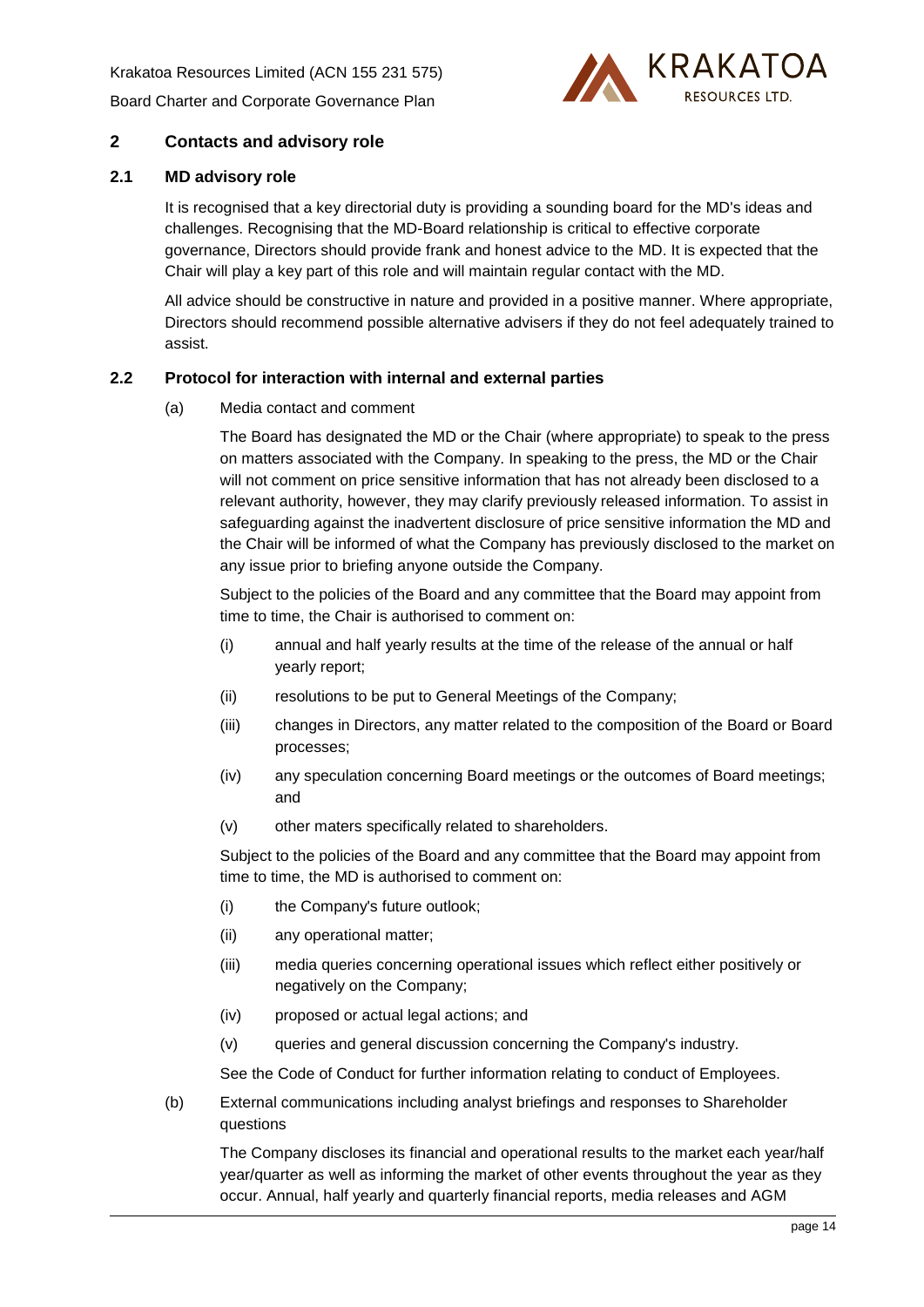## 2 Contacts and advisory role

### 2.1 MD advisory role

It is recognised that a key directorial duty is providing a sounding board for the MD's ideas and challenges. Recognising that the MD-Board relationship is critical to effective corporate governance, Directors should provide frank and honest advice to the MD. It is expected that the Chair will play a key part of this role and will maintain regular contact with the MD.

All advice should be constructive in nature and provided in a positive manner. Where appropriate, Directors should recommend possible alternative advisers if they do not feel adequately trained to assist.

### 2.2 Protocol for interaction with internal and external parties

(a) Media contact and comment

The Board has designated the MD or the Chair (where appropriate) to speak to the press on matters associated with the Company. In speaking to the press, the MD or the Chair will not comment on price sensitive information that has not already been disclosed to a relevant authority, however, they may clarify previously released information. To assist in safeguarding against the inadvertent disclosure of price sensitive information the MD and the Chair will be informed of what the Company has previously disclosed to the market on any issue prior to briefing anyone outside the Company.

Subject to the policies of the Board and any committee that the Board may appoint from time to time, the Chair is authorised to comment on:

(i) annual and half yearly results at the time of the release of the annual or half yearly report;

(ii) resolutions to be put to General Meetings of the Company;

(iii) changes in Directors, any matter related to the composition of the Board or Board processes;

(iv) any speculation concerning Board meetings or the outcomes of Board meetings; and

(v) other maters specifically related to shareholders.

Subject to the policies of the Board and any committee that the Board may appoint from time to time, the MD is authorised to comment on:

(i) the Company's future outlook;

(ii) any operational matter;

(iii) media queries concerning operational issues which reflect either positively or negatively on the Company;

(iv) proposed or actual legal actions; and

(v) queries and general discussion concerning the Company's industry.

See the Code of Conduct for further information relating to conduct of Employees.

(b) External communications including analyst briefings and responses to Shareholder questions

The Company discloses its financial and operational results to the market each year/half year/quarter as well as informing the market of other events throughout the year as they occur. Annual, half yearly and quarterly financial reports, media releases and AGM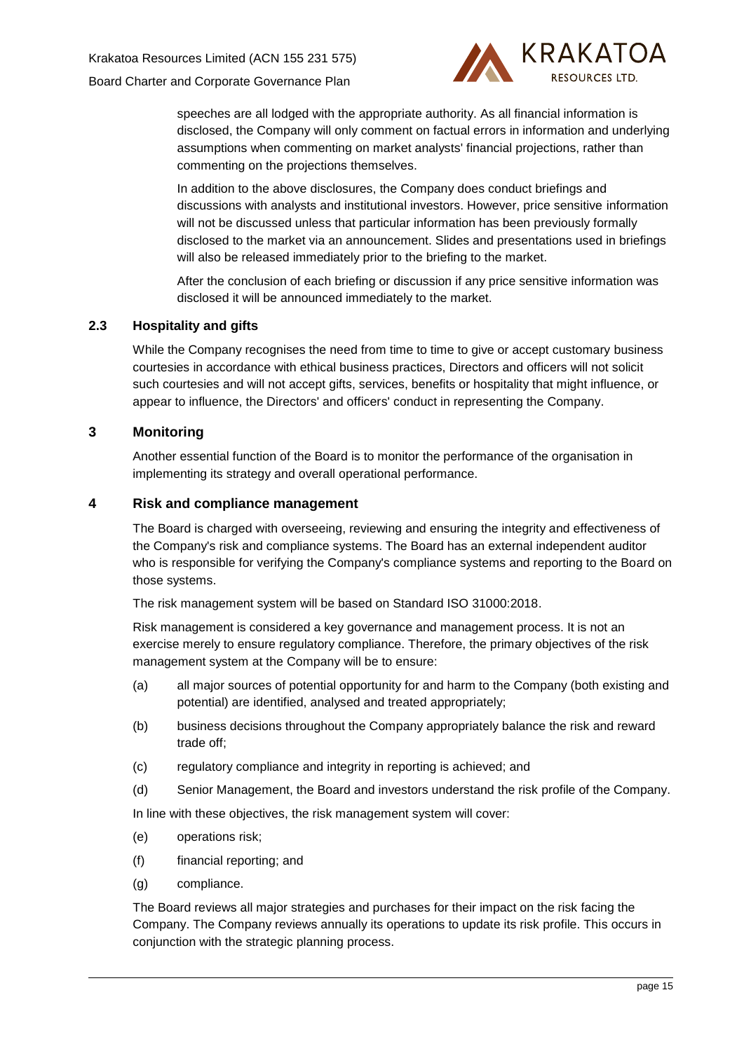speeches are all lodged with the appropriate authority. As all financial information is disclosed, the Company will only comment on factual errors in information and underlying assumptions when commenting on market analysts' financial projections, rather than commenting on the projections themselves.

In addition to the above disclosures, the Company does conduct briefings and discussions with analysts and institutional investors. However, price sensitive information will not be discussed unless that particular information has been previously formally disclosed to the market via an announcement. Slides and presentations used in briefings will also be released immediately prior to the briefing to the market.

After the conclusion of each briefing or discussion if any price sensitive information was disclosed it will be announced immediately to the market.

### 2.3 Hospitality and gifts

While the Company recognises the need from time to time to give or accept customary business courtesies in accordance with ethical business practices, Directors and officers will not solicit such courtesies and will not accept gifts, services, benefits or hospitality that might influence, or appear to influence, the Directors' and officers' conduct in representing the Company.

## 3 Monitoring

Another essential function of the Board is to monitor the performance of the organisation in implementing its strategy and overall operational performance.

## 4 Risk and compliance management

The Board is charged with overseeing, reviewing and ensuring the integrity and effectiveness of the Company's risk and compliance systems. The Board has an external independent auditor who is responsible for verifying the Company's compliance systems and reporting to the Board on those systems.

The risk management system will be based on Standard ISO 31000:2018.

Risk management is considered a key governance and management process. It is not an exercise merely to ensure regulatory compliance. Therefore, the primary objectives of the risk management system at the Company will be to ensure:

(a) all major sources of potential opportunity for and harm to the Company (both existing and potential) are identified, analysed and treated appropriately;

(b) business decisions throughout the Company appropriately balance the risk and reward trade off;

(c) regulatory compliance and integrity in reporting is achieved; and

(d) Senior Management, the Board and investors understand the risk profile of the Company.

In line with these objectives, the risk management system will cover:

(e) operations risk;

(f) financial reporting; and

(g) compliance.

The Board reviews all major strategies and purchases for their impact on the risk facing the Company. The Company reviews annually its operations to update its risk profile. This occurs in conjunction with the strategic planning process.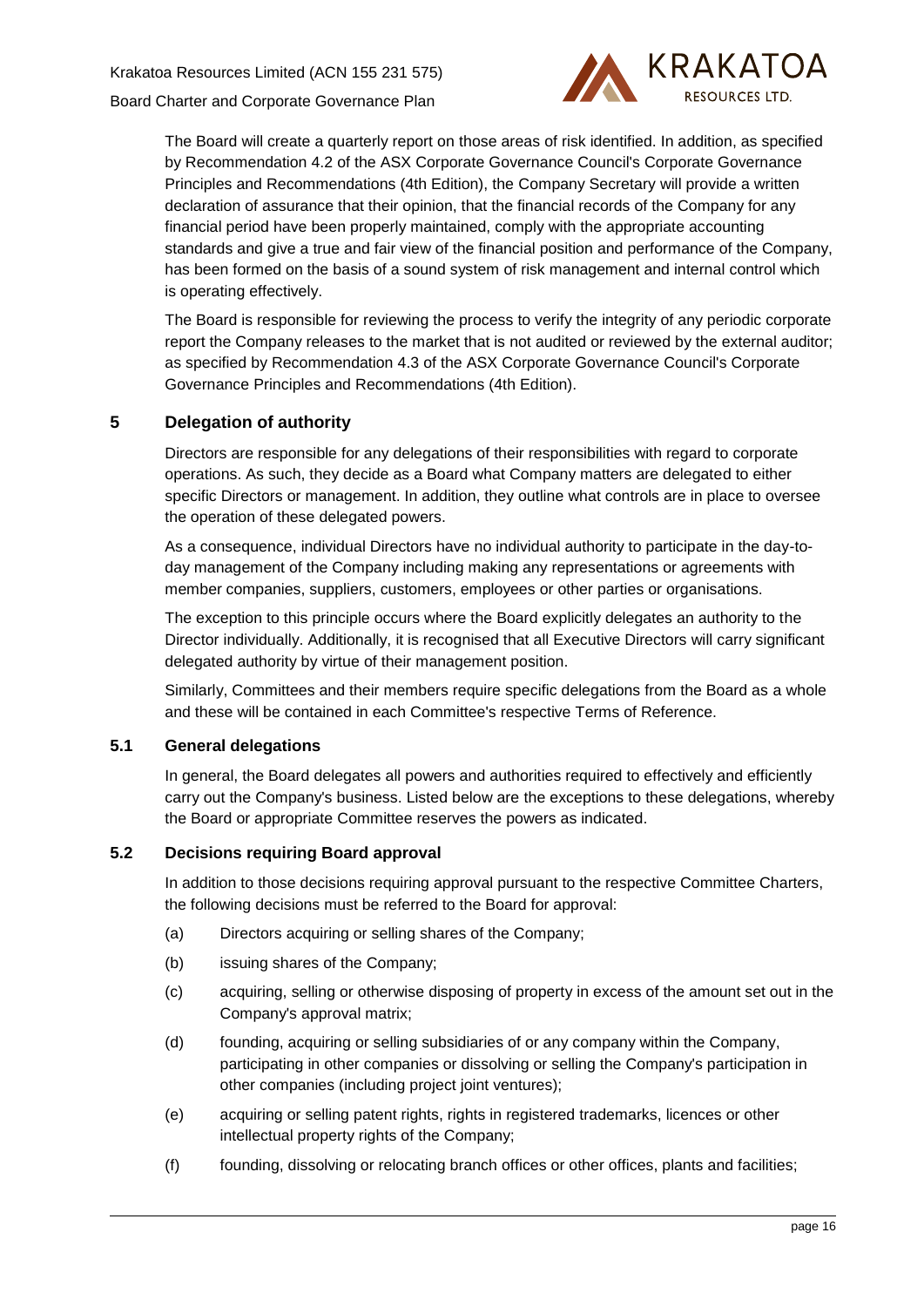The Board will create a quarterly report on those areas of risk identified. In addition, as specified by Recommendation 4.2 of the ASX Corporate Governance Council's Corporate Governance Principles and Recommendations (4th Edition), the Company Secretary will provide a written declaration of assurance that their opinion, that the financial records of the Company for any financial period have been properly maintained, comply with the appropriate accounting standards and give a true and fair view of the financial position and performance of the Company, has been formed on the basis of a sound system of risk management and internal control which is operating effectively.

The Board is responsible for reviewing the process to verify the integrity of any periodic corporate report the Company releases to the market that is not audited or reviewed by the external auditor; as specified by Recommendation 4.3 of the ASX Corporate Governance Council's Corporate Governance Principles and Recommendations (4th Edition).

## 5 Delegation of authority

Directors are responsible for any delegations of their responsibilities with regard to corporate operations. As such, they decide as a Board what Company matters are delegated to either specific Directors or management. In addition, they outline what controls are in place to oversee the operation of these delegated powers.

As a consequence, individual Directors have no individual authority to participate in the day-to-day management of the Company including making any representations or agreements with member companies, suppliers, customers, employees or other parties or organisations.

The exception to this principle occurs where the Board explicitly delegates an authority to the Director individually. Additionally, it is recognised that all Executive Directors will carry significant delegated authority by virtue of their management position.

Similarly, Committees and their members require specific delegations from the Board as a whole and these will be contained in each Committee's respective Terms of Reference.

### 5.1 General delegations

In general, the Board delegates all powers and authorities required to effectively and efficiently carry out the Company's business. Listed below are the exceptions to these delegations, whereby the Board or appropriate Committee reserves the powers as indicated.

### 5.2 Decisions requiring Board approval

In addition to those decisions requiring approval pursuant to the respective Committee Charters, the following decisions must be referred to the Board for approval:

(a) Directors acquiring or selling shares of the Company;

(b) issuing shares of the Company;

(c) acquiring, selling or otherwise disposing of property in excess of the amount set out in the Company's approval matrix;

(d) founding, acquiring or selling subsidiaries of or any company within the Company, participating in other companies or dissolving or selling the Company's participation in other companies (including project joint ventures);

(e) acquiring or selling patent rights, rights in registered trademarks, licences or other intellectual property rights of the Company;

(f) founding, dissolving or relocating branch offices or other offices, plants and facilities;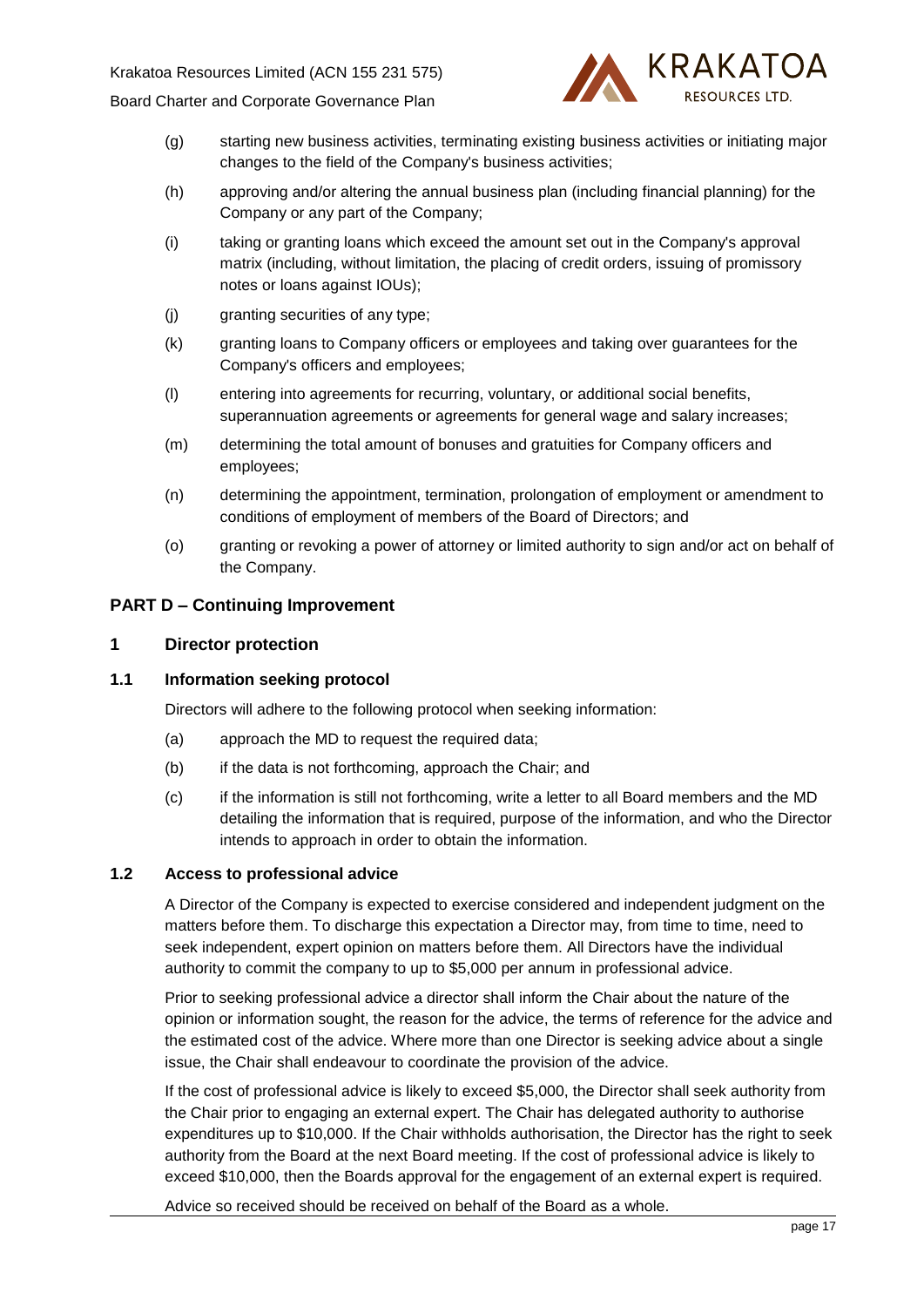(g) starting new business activities, terminating existing business activities or initiating major changes to the field of the Company's business activities;

(h) approving and/or altering the annual business plan (including financial planning) for the Company or any part of the Company;

(i) taking or granting loans which exceed the amount set out in the Company's approval matrix (including, without limitation, the placing of credit orders, issuing of promissory notes or loans against IOUs);

(j) granting securities of any type;

(k) granting loans to Company officers or employees and taking over guarantees for the Company's officers and employees;

(l) entering into agreements for recurring, voluntary, or additional social benefits, superannuation agreements or agreements for general wage and salary increases;

(m) determining the total amount of bonuses and gratuities for Company officers and employees;

(n) determining the appointment, termination, prolongation of employment or amendment to conditions of employment of members of the Board of Directors; and

(o) granting or revoking a power of attorney or limited authority to sign and/or act on behalf of the Company.

## PART D – Continuing Improvement

### 1 Director protection

#### 1.1 Information seeking protocol

Directors will adhere to the following protocol when seeking information:

(a) approach the MD to request the required data;

(b) if the data is not forthcoming, approach the Chair; and

(c) if the information is still not forthcoming, write a letter to all Board members and the MD detailing the information that is required, purpose of the information, and who the Director intends to approach in order to obtain the information.

#### 1.2 Access to professional advice

A Director of the Company is expected to exercise considered and independent judgment on the matters before them. To discharge this expectation a Director may, from time to time, need to seek independent, expert opinion on matters before them. All Directors have the individual authority to commit the company to up to $5,000 per annum in professional advice.

Prior to seeking professional advice a director shall inform the Chair about the nature of the opinion or information sought, the reason for the advice, the terms of reference for the advice and the estimated cost of the advice. Where more than one Director is seeking advice about a single issue, the Chair shall endeavour to coordinate the provision of the advice.

If the cost of professional advice is likely to exceed $5,000, the Director shall seek authority from the Chair prior to engaging an external expert. The Chair has delegated authority to authorise expenditures up to $10,000. If the Chair withholds authorisation, the Director has the right to seek authority from the Board at the next Board meeting. If the cost of professional advice is likely to exceed $10,000, then the Boards approval for the engagement of an external expert is required.

Advice so received should be received on behalf of the Board as a whole.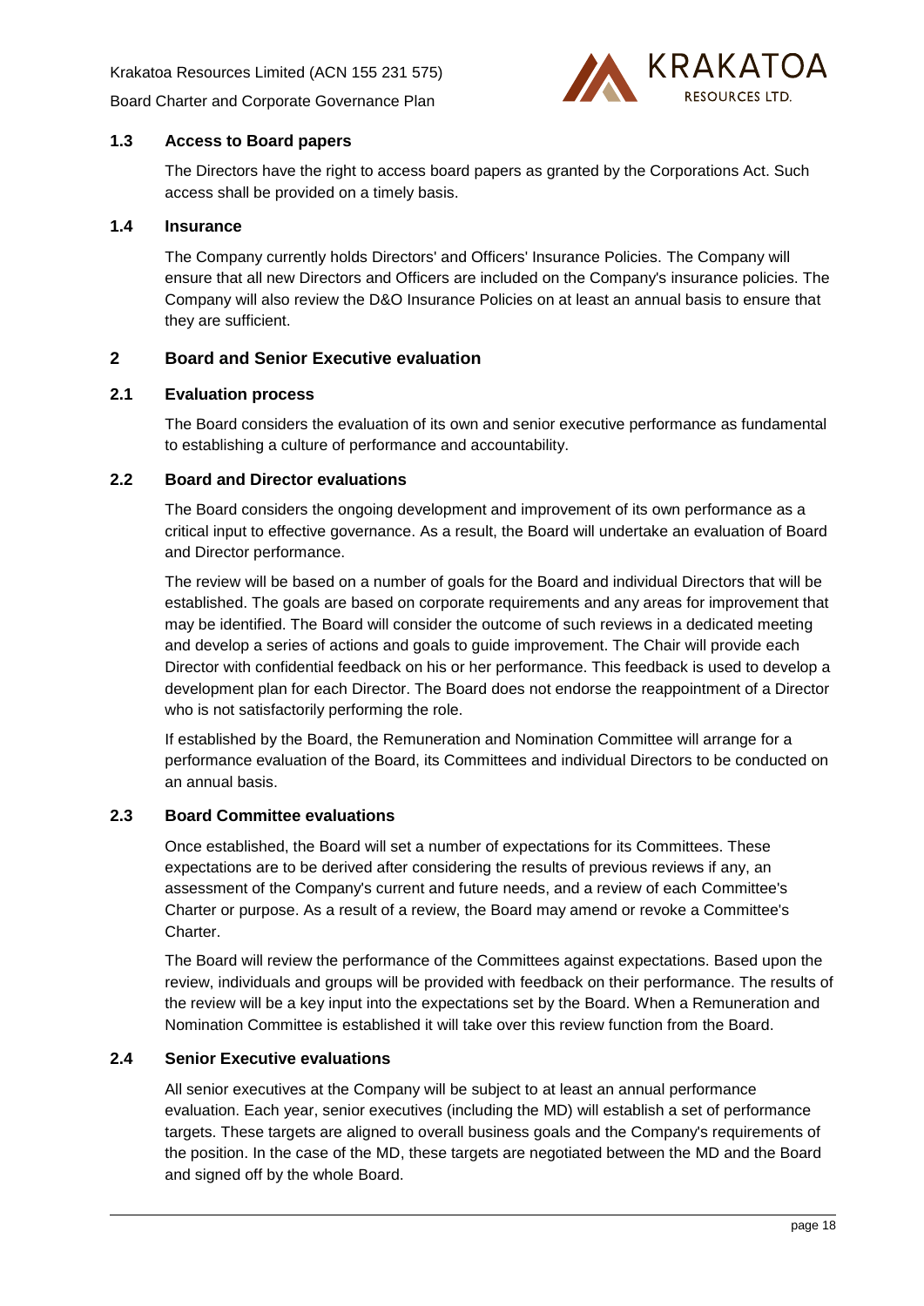### 1.3 Access to Board papers

The Directors have the right to access board papers as granted by the Corporations Act. Such access shall be provided on a timely basis.

### 1.4 Insurance

The Company currently holds Directors' and Officers' Insurance Policies. The Company will ensure that all new Directors and Officers are included on the Company's insurance policies. The Company will also review the D&O Insurance Policies on at least an annual basis to ensure that they are sufficient.

## 2 Board and Senior Executive evaluation

### 2.1 Evaluation process

The Board considers the evaluation of its own and senior executive performance as fundamental to establishing a culture of performance and accountability.

### 2.2 Board and Director evaluations

The Board considers the ongoing development and improvement of its own performance as a critical input to effective governance. As a result, the Board will undertake an evaluation of Board and Director performance.

The review will be based on a number of goals for the Board and individual Directors that will be established. The goals are based on corporate requirements and any areas for improvement that may be identified. The Board will consider the outcome of such reviews in a dedicated meeting and develop a series of actions and goals to guide improvement. The Chair will provide each Director with confidential feedback on his or her performance. This feedback is used to develop a development plan for each Director. The Board does not endorse the reappointment of a Director who is not satisfactorily performing the role.

If established by the Board, the Remuneration and Nomination Committee will arrange for a performance evaluation of the Board, its Committees and individual Directors to be conducted on an annual basis.

### 2.3 Board Committee evaluations

Once established, the Board will set a number of expectations for its Committees. These expectations are to be derived after considering the results of previous reviews if any, an assessment of the Company's current and future needs, and a review of each Committee's Charter or purpose. As a result of a review, the Board may amend or revoke a Committee's Charter.

The Board will review the performance of the Committees against expectations. Based upon the review, individuals and groups will be provided with feedback on their performance. The results of the review will be a key input into the expectations set by the Board. When a Remuneration and Nomination Committee is established it will take over this review function from the Board.

### 2.4 Senior Executive evaluations

All senior executives at the Company will be subject to at least an annual performance evaluation. Each year, senior executives (including the MD) will establish a set of performance targets. These targets are aligned to overall business goals and the Company's requirements of the position. In the case of the MD, these targets are negotiated between the MD and the Board and signed off by the whole Board.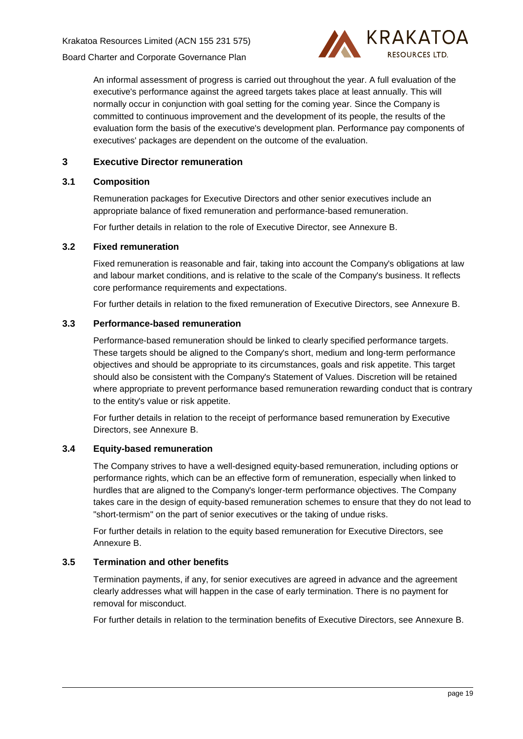An informal assessment of progress is carried out throughout the year. A full evaluation of the executive's performance against the agreed targets takes place at least annually. This will normally occur in conjunction with goal setting for the coming year. Since the Company is committed to continuous improvement and the development of its people, the results of the evaluation form the basis of the executive's development plan. Performance pay components of executives' packages are dependent on the outcome of the evaluation.

## 3 Executive Director remuneration

### 3.1 Composition

Remuneration packages for Executive Directors and other senior executives include an appropriate balance of fixed remuneration and performance-based remuneration.

For further details in relation to the role of Executive Director, see Annexure B.

### 3.2 Fixed remuneration

Fixed remuneration is reasonable and fair, taking into account the Company's obligations at law and labour market conditions, and is relative to the scale of the Company's business. It reflects core performance requirements and expectations.

For further details in relation to the fixed remuneration of Executive Directors, see Annexure B.

### 3.3 Performance-based remuneration

Performance-based remuneration should be linked to clearly specified performance targets. These targets should be aligned to the Company's short, medium and long-term performance objectives and should be appropriate to its circumstances, goals and risk appetite. This target should also be consistent with the Company's Statement of Values. Discretion will be retained where appropriate to prevent performance based remuneration rewarding conduct that is contrary to the entity's value or risk appetite.

For further details in relation to the receipt of performance based remuneration by Executive Directors, see Annexure B.

### 3.4 Equity-based remuneration

The Company strives to have a well-designed equity-based remuneration, including options or performance rights, which can be an effective form of remuneration, especially when linked to hurdles that are aligned to the Company's longer-term performance objectives. The Company takes care in the design of equity-based remuneration schemes to ensure that they do not lead to "short-termism" on the part of senior executives or the taking of undue risks.

For further details in relation to the equity based remuneration for Executive Directors, see Annexure B.

### 3.5 Termination and other benefits

Termination payments, if any, for senior executives are agreed in advance and the agreement clearly addresses what will happen in the case of early termination. There is no payment for removal for misconduct.

For further details in relation to the termination benefits of Executive Directors, see Annexure B.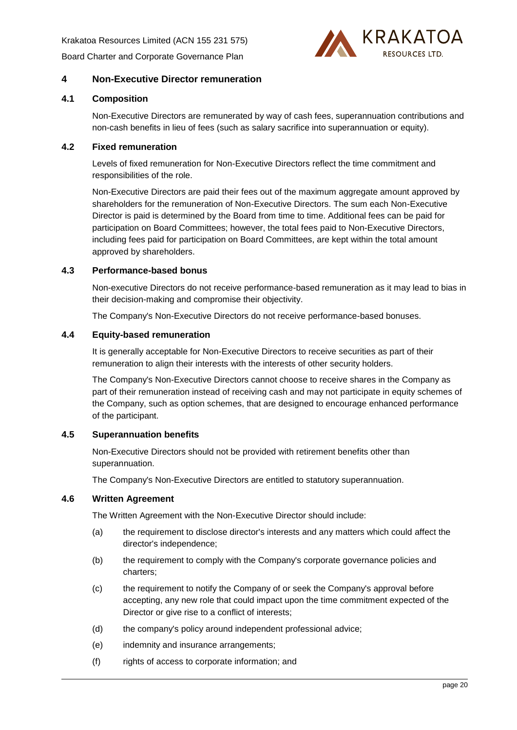## 4 Non-Executive Director remuneration

### 4.1 Composition

Non-Executive Directors are remunerated by way of cash fees, superannuation contributions and non-cash benefits in lieu of fees (such as salary sacrifice into superannuation or equity).

### 4.2 Fixed remuneration

Levels of fixed remuneration for Non-Executive Directors reflect the time commitment and responsibilities of the role.

Non-Executive Directors are paid their fees out of the maximum aggregate amount approved by shareholders for the remuneration of Non-Executive Directors. The sum each Non-Executive Director is paid is determined by the Board from time to time. Additional fees can be paid for participation on Board Committees; however, the total fees paid to Non-Executive Directors, including fees paid for participation on Board Committees, are kept within the total amount approved by shareholders.

### 4.3 Performance-based bonus

Non-executive Directors do not receive performance-based remuneration as it may lead to bias in their decision-making and compromise their objectivity.

The Company's Non-Executive Directors do not receive performance-based bonuses.

### 4.4 Equity-based remuneration

It is generally acceptable for Non-Executive Directors to receive securities as part of their remuneration to align their interests with the interests of other security holders.

The Company's Non-Executive Directors cannot choose to receive shares in the Company as part of their remuneration instead of receiving cash and may not participate in equity schemes of the Company, such as option schemes, that are designed to encourage enhanced performance of the participant.

### 4.5 Superannuation benefits

Non-Executive Directors should not be provided with retirement benefits other than superannuation.

The Company's Non-Executive Directors are entitled to statutory superannuation.

### 4.6 Written Agreement

The Written Agreement with the Non-Executive Director should include:

(a) the requirement to disclose director's interests and any matters which could affect the director's independence;

(b) the requirement to comply with the Company's corporate governance policies and charters;

(c) the requirement to notify the Company of or seek the Company's approval before accepting, any new role that could impact upon the time commitment expected of the Director or give rise to a conflict of interests;

(d) the company's policy around independent professional advice;

(e) indemnity and insurance arrangements;

(f) rights of access to corporate information; and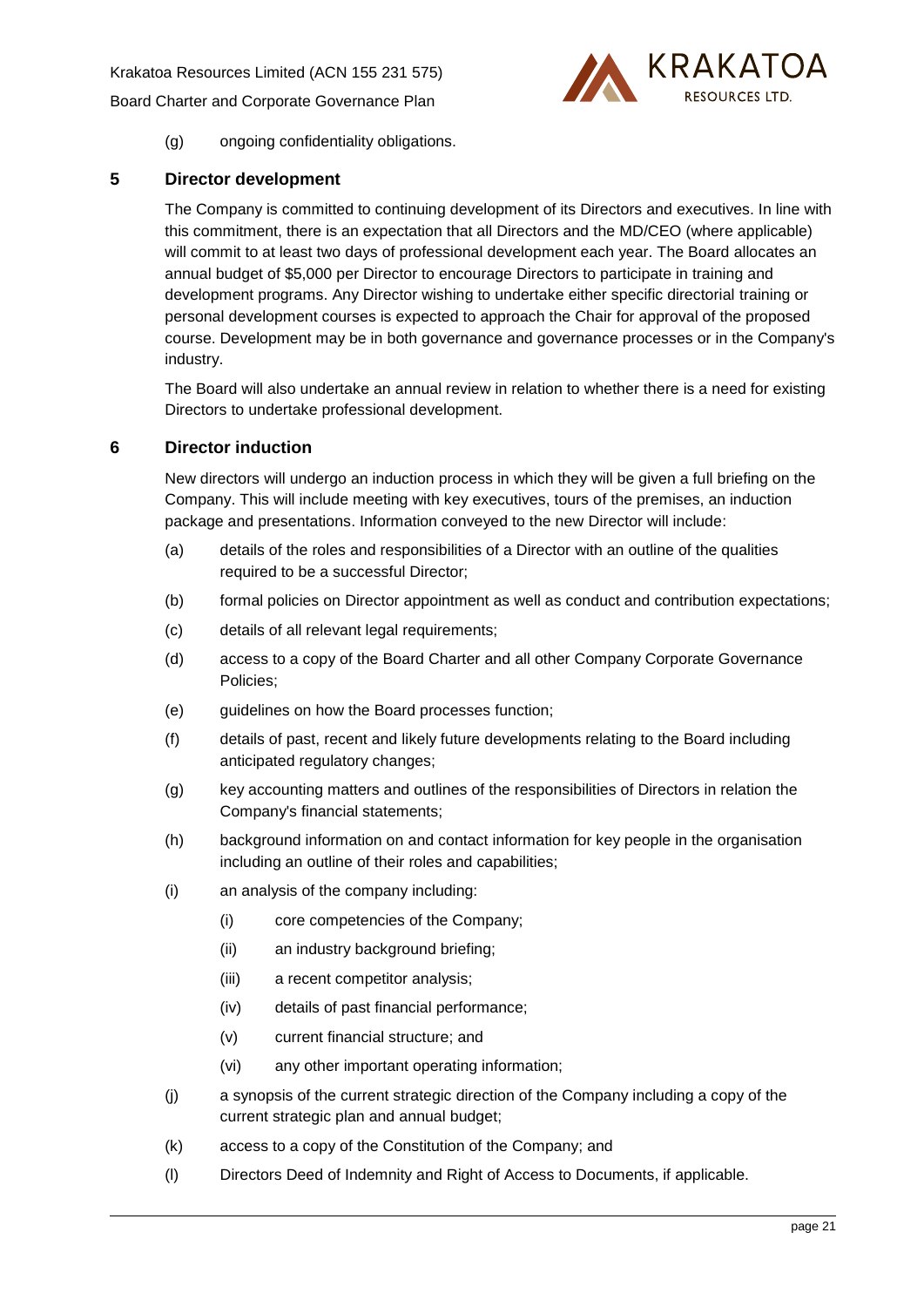(g) ongoing confidentiality obligations.

## 5 Director development

The Company is committed to continuing development of its Directors and executives. In line with this commitment, there is an expectation that all Directors and the MD/CEO (where applicable) will commit to at least two days of professional development each year. The Board allocates an annual budget of $5,000 per Director to encourage Directors to participate in training and development programs. Any Director wishing to undertake either specific directorial training or personal development courses is expected to approach the Chair for approval of the proposed course. Development may be in both governance and governance processes or in the Company's industry.

The Board will also undertake an annual review in relation to whether there is a need for existing Directors to undertake professional development.

## 6 Director induction

New directors will undergo an induction process in which they will be given a full briefing on the Company. This will include meeting with key executives, tours of the premises, an induction package and presentations. Information conveyed to the new Director will include:

(a) details of the roles and responsibilities of a Director with an outline of the qualities required to be a successful Director;

(b) formal policies on Director appointment as well as conduct and contribution expectations;

(c) details of all relevant legal requirements;

(d) access to a copy of the Board Charter and all other Company Corporate Governance Policies;

(e) guidelines on how the Board processes function;

(f) details of past, recent and likely future developments relating to the Board including anticipated regulatory changes;

(g) key accounting matters and outlines of the responsibilities of Directors in relation the Company's financial statements;

(h) background information on and contact information for key people in the organisation including an outline of their roles and capabilities;

(i) an analysis of the company including:

   (i) core competencies of the Company;

   (ii) an industry background briefing;

   (iii) a recent competitor analysis;

   (iv) details of past financial performance;

   (v) current financial structure; and

   (vi) any other important operating information;

(j) a synopsis of the current strategic direction of the Company including a copy of the current strategic plan and annual budget;

(k) access to a copy of the Constitution of the Company; and

(l) Directors Deed of Indemnity and Right of Access to Documents, if applicable.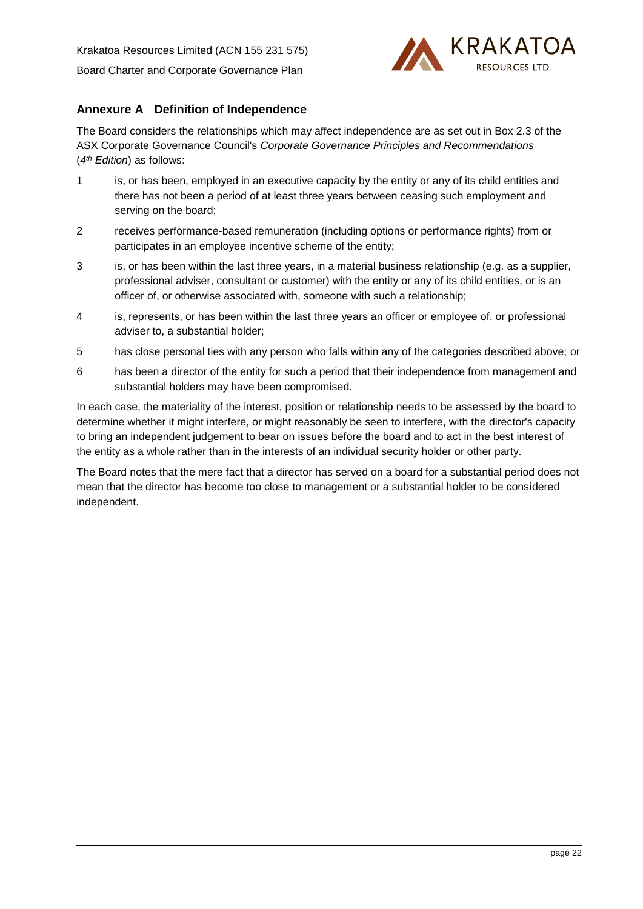## Annexure A Definition of Independence

The Board considers the relationships which may affect independence are as set out in Box 2.3 of the ASX Corporate Governance Council's *Corporate Governance Principles and Recommendations* (*4th Edition*) as follows:

1. is, or has been, employed in an executive capacity by the entity or any of its child entities and there has not been a period of at least three years between ceasing such employment and serving on the board;
2. receives performance-based remuneration (including options or performance rights) from or participates in an employee incentive scheme of the entity;
3. is, or has been within the last three years, in a material business relationship (e.g. as a supplier, professional adviser, consultant or customer) with the entity or any of its child entities, or is an officer of, or otherwise associated with, someone with such a relationship;
4. is, represents, or has been within the last three years an officer or employee of, or professional adviser to, a substantial holder;
5. has close personal ties with any person who falls within any of the categories described above; or
6. has been a director of the entity for such a period that their independence from management and substantial holders may have been compromised.

In each case, the materiality of the interest, position or relationship needs to be assessed by the board to determine whether it might interfere, or might reasonably be seen to interfere, with the director's capacity to bring an independent judgement to bear on issues before the board and to act in the best interest of the entity as a whole rather than in the interests of an individual security holder or other party.

The Board notes that the mere fact that a director has served on a board for a substantial period does not mean that the director has become too close to management or a substantial holder to be considered independent.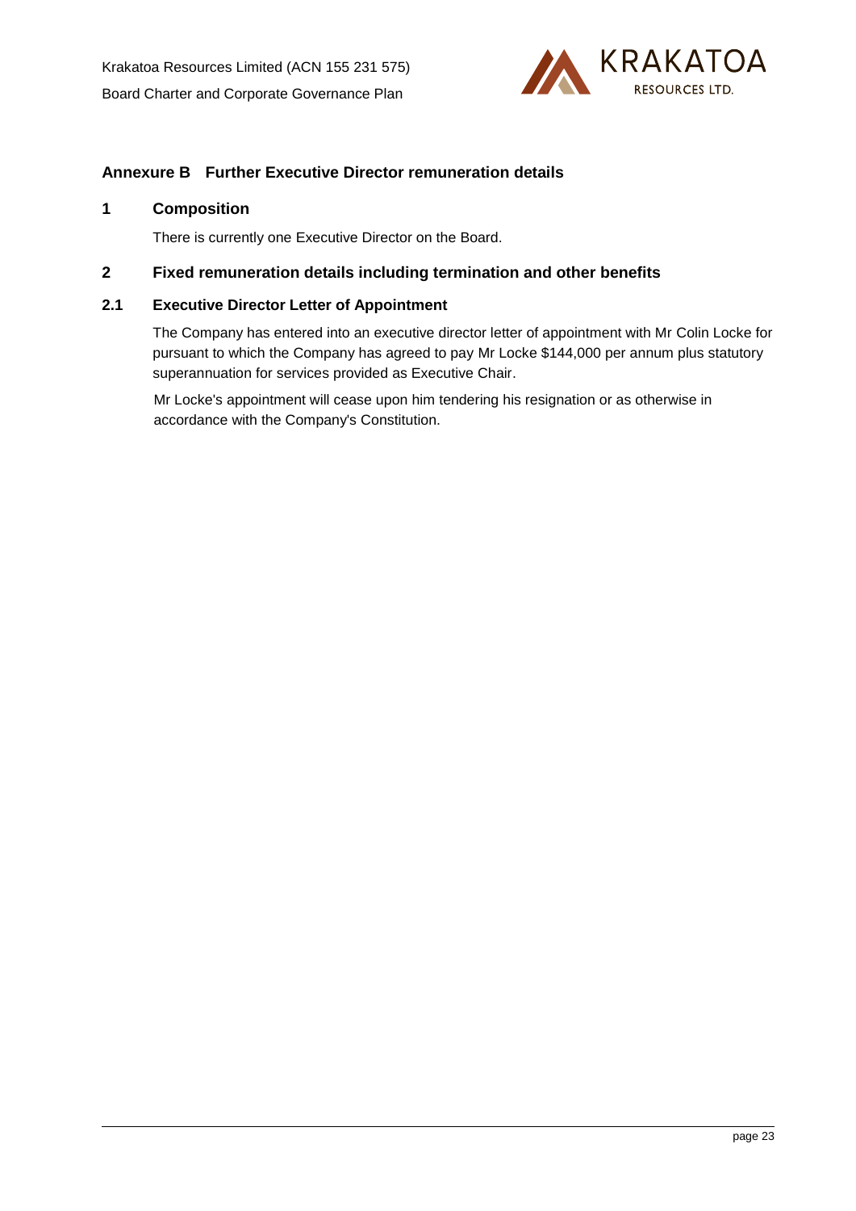## Annexure B Further Executive Director remuneration details

### 1 Composition

There is currently one Executive Director on the Board.

### 2 Fixed remuneration details including termination and other benefits

#### 2.1 Executive Director Letter of Appointment

The Company has entered into an executive director letter of appointment with Mr Colin Locke for pursuant to which the Company has agreed to pay Mr Locke $144,000 per annum plus statutory superannuation for services provided as Executive Chair.

Mr Locke's appointment will cease upon him tendering his resignation or as otherwise in accordance with the Company's Constitution.